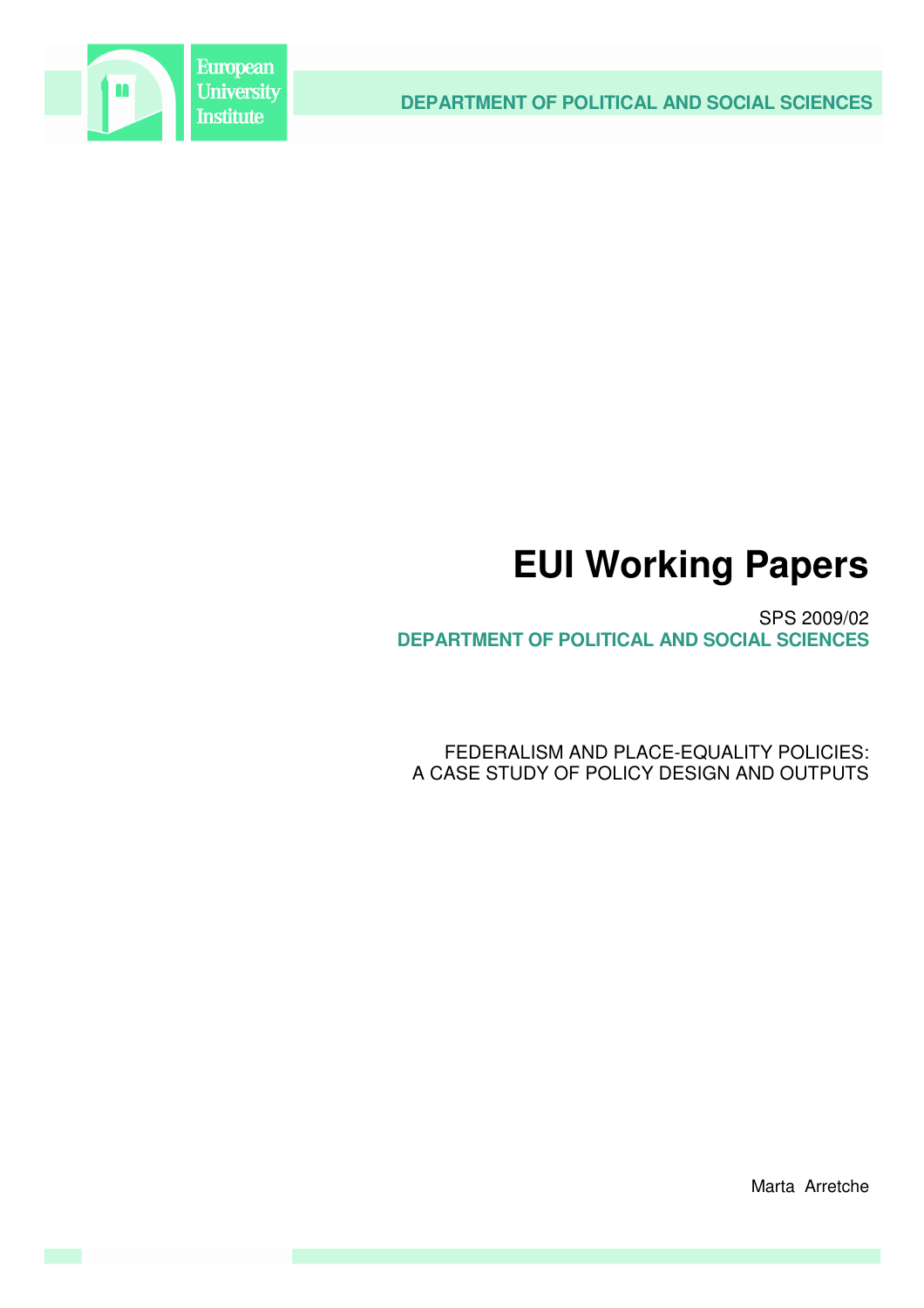European University Institute

DEPARTMENT OF POLITICAL AND SOCIAL SCIENCES

# EUI Working Papers

SPS 2009/02

**DEPARTMENT OF POLITICAL AND SOCIAL SCIENCES**

FEDERALISM AND PLACE-EQUALITY POLICIES:
A CASE STUDY OF POLICY DESIGN AND OUTPUTS

Marta Arretche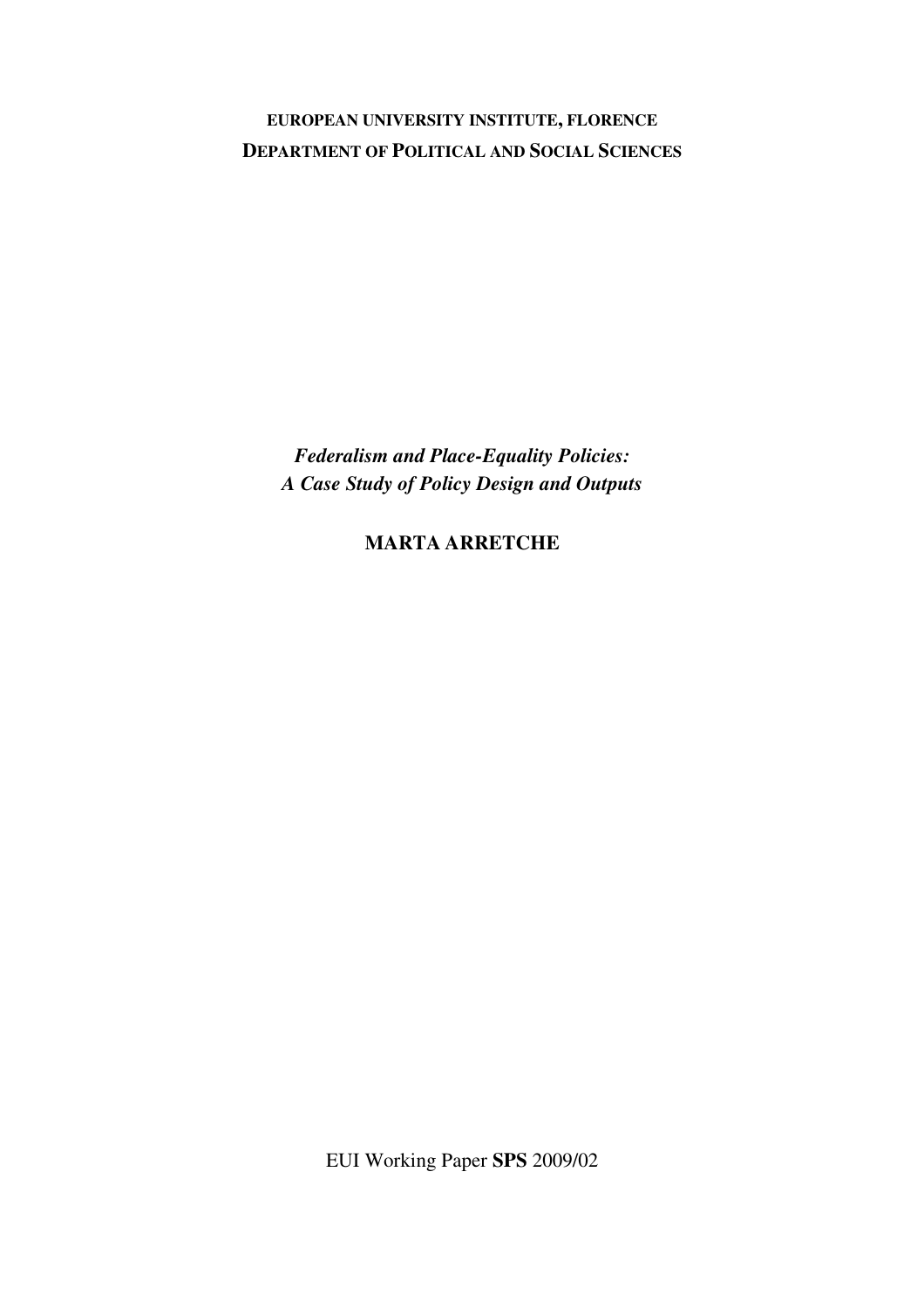**EUROPEAN UNIVERSITY INSTITUTE, FLORENCE**
**DEPARTMENT OF POLITICAL AND SOCIAL SCIENCES**

***Federalism and Place-Equality Policies:***
***A Case Study of Policy Design and Outputs***

**MARTA ARRETCHE**

EUI Working Paper **SPS** 2009/02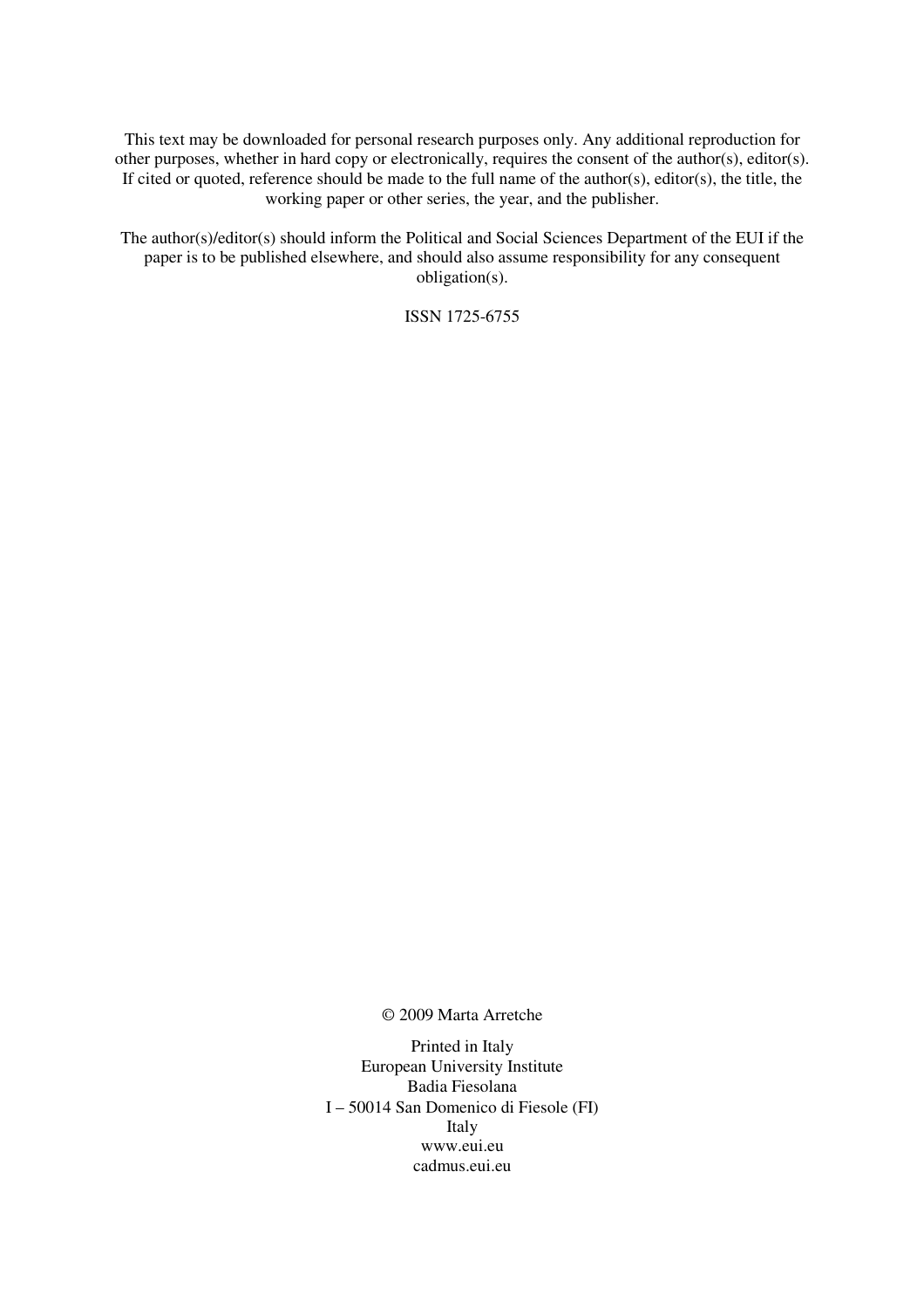This text may be downloaded for personal research purposes only. Any additional reproduction for other purposes, whether in hard copy or electronically, requires the consent of the author(s), editor(s). If cited or quoted, reference should be made to the full name of the author(s), editor(s), the title, the working paper or other series, the year, and the publisher.

The author(s)/editor(s) should inform the Political and Social Sciences Department of the EUI if the paper is to be published elsewhere, and should also assume responsibility for any consequent obligation(s).

ISSN 1725-6755

© 2009 Marta Arretche

Printed in Italy
European University Institute
Badia Fiesolana
I – 50014 San Domenico di Fiesole (FI)
Italy
www.eui.eu
cadmus.eui.eu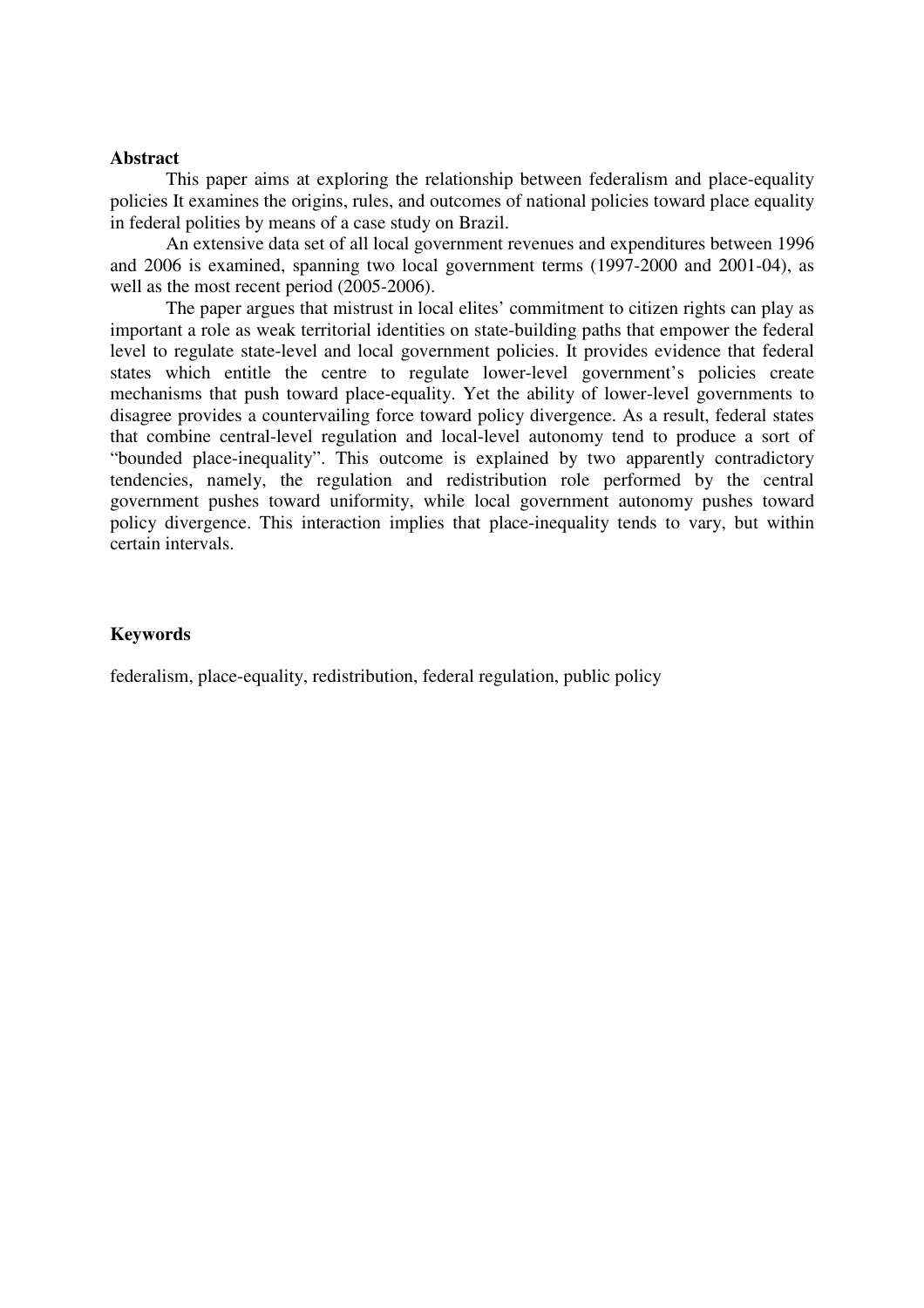**Abstract**

This paper aims at exploring the relationship between federalism and place-equality policies It examines the origins, rules, and outcomes of national policies toward place equality in federal polities by means of a case study on Brazil.

An extensive data set of all local government revenues and expenditures between 1996 and 2006 is examined, spanning two local government terms (1997-2000 and 2001-04), as well as the most recent period (2005-2006).

The paper argues that mistrust in local elites' commitment to citizen rights can play as important a role as weak territorial identities on state-building paths that empower the federal level to regulate state-level and local government policies. It provides evidence that federal states which entitle the centre to regulate lower-level government's policies create mechanisms that push toward place-equality. Yet the ability of lower-level governments to disagree provides a countervailing force toward policy divergence. As a result, federal states that combine central-level regulation and local-level autonomy tend to produce a sort of "bounded place-inequality". This outcome is explained by two apparently contradictory tendencies, namely, the regulation and redistribution role performed by the central government pushes toward uniformity, while local government autonomy pushes toward policy divergence. This interaction implies that place-inequality tends to vary, but within certain intervals.

**Keywords**

federalism, place-equality, redistribution, federal regulation, public policy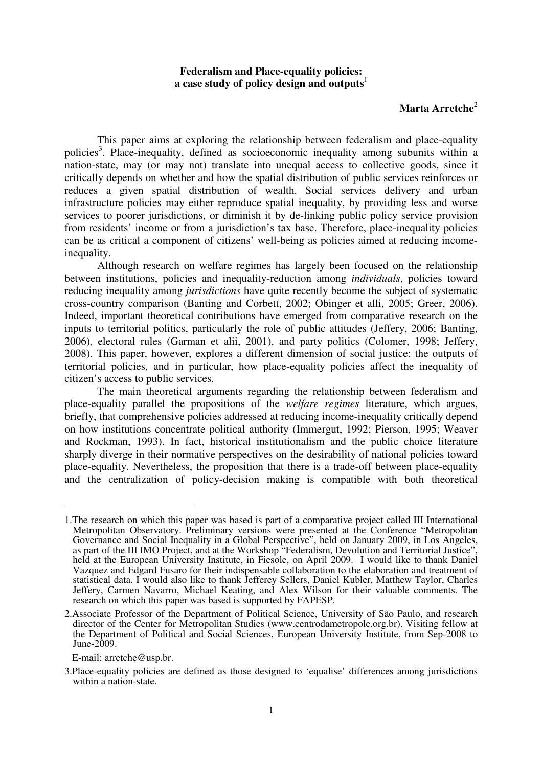**Federalism and Place-equality policies: a case study of policy design and outputs**[1]

**Marta Arretche**[2]

This paper aims at exploring the relationship between federalism and place-equality policies[3]. Place-inequality, defined as socioeconomic inequality among subunits within a nation-state, may (or may not) translate into unequal access to collective goods, since it critically depends on whether and how the spatial distribution of public services reinforces or reduces a given spatial distribution of wealth. Social services delivery and urban infrastructure policies may either reproduce spatial inequality, by providing less and worse services to poorer jurisdictions, or diminish it by de-linking public policy service provision from residents' income or from a jurisdiction's tax base. Therefore, place-inequality policies can be as critical a component of citizens' well-being as policies aimed at reducing income-inequality.

Although research on welfare regimes has largely been focused on the relationship between institutions, policies and inequality-reduction among *individuals*, policies toward reducing inequality among *jurisdictions* have quite recently become the subject of systematic cross-country comparison (Banting and Corbett, 2002; Obinger et alli, 2005; Greer, 2006). Indeed, important theoretical contributions have emerged from comparative research on the inputs to territorial politics, particularly the role of public attitudes (Jeffery, 2006; Banting, 2006), electoral rules (Garman et alii, 2001), and party politics (Colomer, 1998; Jeffery, 2008). This paper, however, explores a different dimension of social justice: the outputs of territorial policies, and in particular, how place-equality policies affect the inequality of citizen's access to public services.

The main theoretical arguments regarding the relationship between federalism and place-equality parallel the propositions of the *welfare regimes* literature, which argues, briefly, that comprehensive policies addressed at reducing income-inequality critically depend on how institutions concentrate political authority (Immergut, 1992; Pierson, 1995; Weaver and Rockman, 1993). In fact, historical institutionalism and the public choice literature sharply diverge in their normative perspectives on the desirability of national policies toward place-equality. Nevertheless, the proposition that there is a trade-off between place-equality and the centralization of policy-decision making is compatible with both theoretical

---

1. The research on which this paper was based is part of a comparative project called III International Metropolitan Observatory. Preliminary versions were presented at the Conference "Metropolitan Governance and Social Inequality in a Global Perspective", held on January 2009, in Los Angeles, as part of the III IMO Project, and at the Workshop "Federalism, Devolution and Territorial Justice", held at the European University Institute, in Fiesole, on April 2009. I would like to thank Daniel Vazquez and Edgard Fusaro for their indispensable collaboration to the elaboration and treatment of statistical data. I would also like to thank Jefferey Sellers, Daniel Kubler, Matthew Taylor, Charles Jeffery, Carmen Navarro, Michael Keating, and Alex Wilson for their valuable comments. The research on which this paper was based is supported by FAPESP.

2. Associate Professor of the Department of Political Science, University of São Paulo, and research director of the Center for Metropolitan Studies (www.centrodametropole.org.br). Visiting fellow at the Department of Political and Social Sciences, European University Institute, from Sep-2008 to June-2009.

   E-mail: arretche@usp.br.

3. Place-equality policies are defined as those designed to 'equalise' differences among jurisdictions within a nation-state.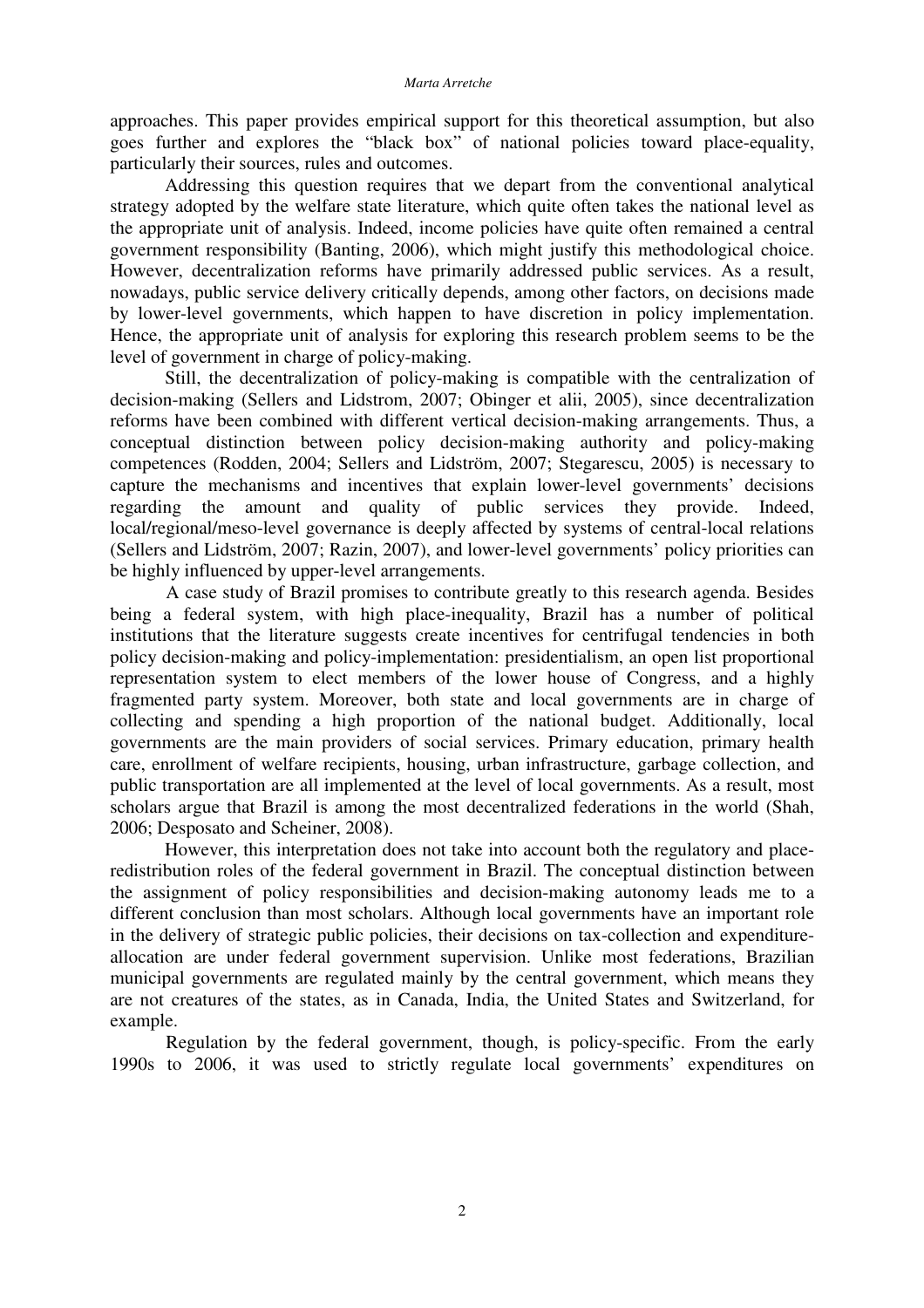approaches. This paper provides empirical support for this theoretical assumption, but also goes further and explores the "black box" of national policies toward place-equality, particularly their sources, rules and outcomes.

Addressing this question requires that we depart from the conventional analytical strategy adopted by the welfare state literature, which quite often takes the national level as the appropriate unit of analysis. Indeed, income policies have quite often remained a central government responsibility (Banting, 2006), which might justify this methodological choice. However, decentralization reforms have primarily addressed public services. As a result, nowadays, public service delivery critically depends, among other factors, on decisions made by lower-level governments, which happen to have discretion in policy implementation. Hence, the appropriate unit of analysis for exploring this research problem seems to be the level of government in charge of policy-making.

Still, the decentralization of policy-making is compatible with the centralization of decision-making (Sellers and Lidstrom, 2007; Obinger et alii, 2005), since decentralization reforms have been combined with different vertical decision-making arrangements. Thus, a conceptual distinction between policy decision-making authority and policy-making competences (Rodden, 2004; Sellers and Lidström, 2007; Stegarescu, 2005) is necessary to capture the mechanisms and incentives that explain lower-level governments' decisions regarding the amount and quality of public services they provide. Indeed, local/regional/meso-level governance is deeply affected by systems of central-local relations (Sellers and Lidström, 2007; Razin, 2007), and lower-level governments' policy priorities can be highly influenced by upper-level arrangements.

A case study of Brazil promises to contribute greatly to this research agenda. Besides being a federal system, with high place-inequality, Brazil has a number of political institutions that the literature suggests create incentives for centrifugal tendencies in both policy decision-making and policy-implementation: presidentialism, an open list proportional representation system to elect members of the lower house of Congress, and a highly fragmented party system. Moreover, both state and local governments are in charge of collecting and spending a high proportion of the national budget. Additionally, local governments are the main providers of social services. Primary education, primary health care, enrollment of welfare recipients, housing, urban infrastructure, garbage collection, and public transportation are all implemented at the level of local governments. As a result, most scholars argue that Brazil is among the most decentralized federations in the world (Shah, 2006; Desposato and Scheiner, 2008).

However, this interpretation does not take into account both the regulatory and place-redistribution roles of the federal government in Brazil. The conceptual distinction between the assignment of policy responsibilities and decision-making autonomy leads me to a different conclusion than most scholars. Although local governments have an important role in the delivery of strategic public policies, their decisions on tax-collection and expenditure-allocation are under federal government supervision. Unlike most federations, Brazilian municipal governments are regulated mainly by the central government, which means they are not creatures of the states, as in Canada, India, the United States and Switzerland, for example.

Regulation by the federal government, though, is policy-specific. From the early 1990s to 2006, it was used to strictly regulate local governments' expenditures on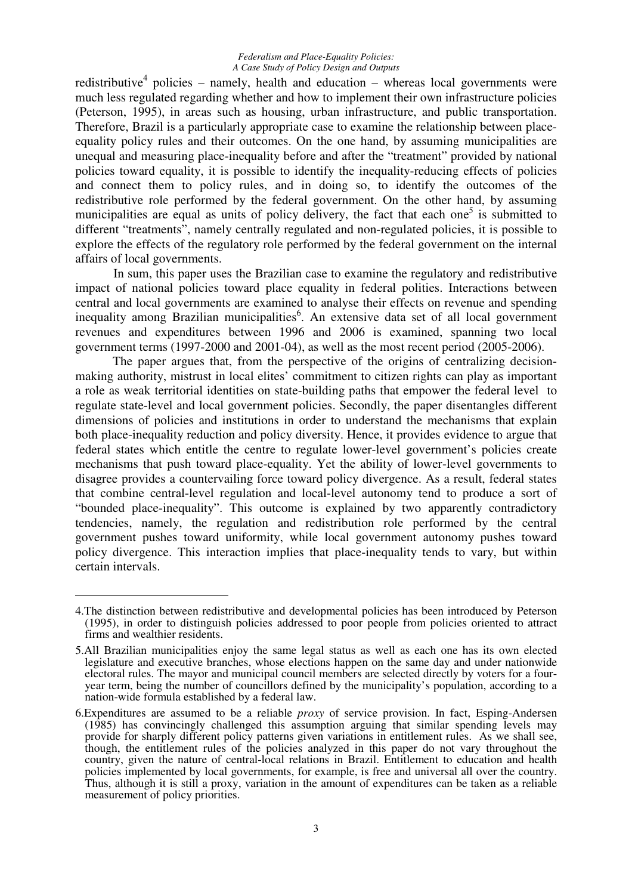redistributive[4] policies – namely, health and education – whereas local governments were much less regulated regarding whether and how to implement their own infrastructure policies (Peterson, 1995), in areas such as housing, urban infrastructure, and public transportation. Therefore, Brazil is a particularly appropriate case to examine the relationship between place-equality policy rules and their outcomes. On the one hand, by assuming municipalities are unequal and measuring place-inequality before and after the "treatment" provided by national policies toward equality, it is possible to identify the inequality-reducing effects of policies and connect them to policy rules, and in doing so, to identify the outcomes of the redistributive role performed by the federal government. On the other hand, by assuming municipalities are equal as units of policy delivery, the fact that each one[5] is submitted to different "treatments", namely centrally regulated and non-regulated policies, it is possible to explore the effects of the regulatory role performed by the federal government on the internal affairs of local governments.

In sum, this paper uses the Brazilian case to examine the regulatory and redistributive impact of national policies toward place equality in federal polities. Interactions between central and local governments are examined to analyse their effects on revenue and spending inequality among Brazilian municipalities[6]. An extensive data set of all local government revenues and expenditures between 1996 and 2006 is examined, spanning two local government terms (1997-2000 and 2001-04), as well as the most recent period (2005-2006).

The paper argues that, from the perspective of the origins of centralizing decision-making authority, mistrust in local elites' commitment to citizen rights can play as important a role as weak territorial identities on state-building paths that empower the federal level to regulate state-level and local government policies. Secondly, the paper disentangles different dimensions of policies and institutions in order to understand the mechanisms that explain both place-inequality reduction and policy diversity. Hence, it provides evidence to argue that federal states which entitle the centre to regulate lower-level government's policies create mechanisms that push toward place-equality. Yet the ability of lower-level governments to disagree provides a countervailing force toward policy divergence. As a result, federal states that combine central-level regulation and local-level autonomy tend to produce a sort of "bounded place-inequality". This outcome is explained by two apparently contradictory tendencies, namely, the regulation and redistribution role performed by the central government pushes toward uniformity, while local government autonomy pushes toward policy divergence. This interaction implies that place-inequality tends to vary, but within certain intervals.

---

4.The distinction between redistributive and developmental policies has been introduced by Peterson (1995), in order to distinguish policies addressed to poor people from policies oriented to attract firms and wealthier residents.

5.All Brazilian municipalities enjoy the same legal status as well as each one has its own elected legislature and executive branches, whose elections happen on the same day and under nationwide electoral rules. The mayor and municipal council members are selected directly by voters for a four-year term, being the number of councillors defined by the municipality's population, according to a nation-wide formula established by a federal law.

6.Expenditures are assumed to be a reliable *proxy* of service provision. In fact, Esping-Andersen (1985) has convincingly challenged this assumption arguing that similar spending levels may provide for sharply different policy patterns given variations in entitlement rules. As we shall see, though, the entitlement rules of the policies analyzed in this paper do not vary throughout the country, given the nature of central-local relations in Brazil. Entitlement to education and health policies implemented by local governments, for example, is free and universal all over the country. Thus, although it is still a proxy, variation in the amount of expenditures can be taken as a reliable measurement of policy priorities.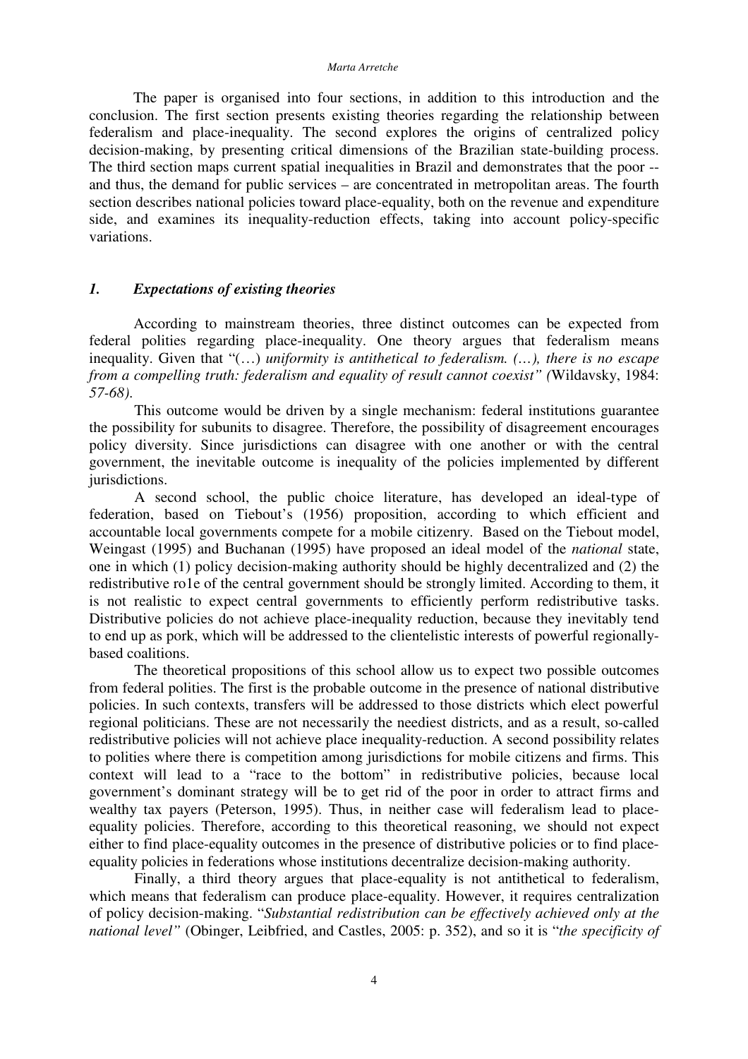The paper is organised into four sections, in addition to this introduction and the conclusion. The first section presents existing theories regarding the relationship between federalism and place-inequality. The second explores the origins of centralized policy decision-making, by presenting critical dimensions of the Brazilian state-building process. The third section maps current spatial inequalities in Brazil and demonstrates that the poor -- and thus, the demand for public services – are concentrated in metropolitan areas. The fourth section describes national policies toward place-equality, both on the revenue and expenditure side, and examines its inequality-reduction effects, taking into account policy-specific variations.

## *1. Expectations of existing theories*

According to mainstream theories, three distinct outcomes can be expected from federal polities regarding place-inequality. One theory argues that federalism means inequality. Given that "(…) *uniformity is antithetical to federalism. (…), there is no escape from a compelling truth: federalism and equality of result cannot coexist" (*Wildavsky, 1984: *57-68).*

This outcome would be driven by a single mechanism: federal institutions guarantee the possibility for subunits to disagree. Therefore, the possibility of disagreement encourages policy diversity. Since jurisdictions can disagree with one another or with the central government, the inevitable outcome is inequality of the policies implemented by different jurisdictions.

A second school, the public choice literature, has developed an ideal-type of federation, based on Tiebout's (1956) proposition, according to which efficient and accountable local governments compete for a mobile citizenry. Based on the Tiebout model, Weingast (1995) and Buchanan (1995) have proposed an ideal model of the *national* state, one in which (1) policy decision-making authority should be highly decentralized and (2) the redistributive ro1e of the central government should be strongly limited. According to them, it is not realistic to expect central governments to efficiently perform redistributive tasks. Distributive policies do not achieve place-inequality reduction, because they inevitably tend to end up as pork, which will be addressed to the clientelistic interests of powerful regionally-based coalitions.

The theoretical propositions of this school allow us to expect two possible outcomes from federal polities. The first is the probable outcome in the presence of national distributive policies. In such contexts, transfers will be addressed to those districts which elect powerful regional politicians. These are not necessarily the neediest districts, and as a result, so-called redistributive policies will not achieve place inequality-reduction. A second possibility relates to polities where there is competition among jurisdictions for mobile citizens and firms. This context will lead to a "race to the bottom" in redistributive policies, because local government's dominant strategy will be to get rid of the poor in order to attract firms and wealthy tax payers (Peterson, 1995). Thus, in neither case will federalism lead to place-equality policies. Therefore, according to this theoretical reasoning, we should not expect either to find place-equality outcomes in the presence of distributive policies or to find place-equality policies in federations whose institutions decentralize decision-making authority.

Finally, a third theory argues that place-equality is not antithetical to federalism, which means that federalism can produce place-equality. However, it requires centralization of policy decision-making. "*Substantial redistribution can be effectively achieved only at the national level"* (Obinger, Leibfried, and Castles, 2005: p. 352), and so it is "*the specificity of*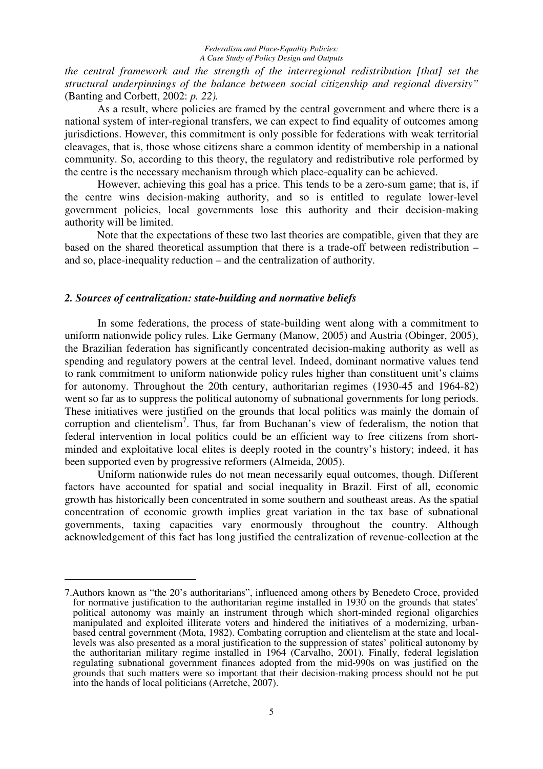*the central framework and the strength of the interregional redistribution [that] set the structural underpinnings of the balance between social citizenship and regional diversity"* (Banting and Corbett, 2002: *p. 22).*

As a result, where policies are framed by the central government and where there is a national system of inter-regional transfers, we can expect to find equality of outcomes among jurisdictions. However, this commitment is only possible for federations with weak territorial cleavages, that is, those whose citizens share a common identity of membership in a national community. So, according to this theory, the regulatory and redistributive role performed by the centre is the necessary mechanism through which place-equality can be achieved.

However, achieving this goal has a price. This tends to be a zero-sum game; that is, if the centre wins decision-making authority, and so is entitled to regulate lower-level government policies, local governments lose this authority and their decision-making authority will be limited.

Note that the expectations of these two last theories are compatible, given that they are based on the shared theoretical assumption that there is a trade-off between redistribution – and so, place-inequality reduction – and the centralization of authority.

## *2. Sources of centralization: state-building and normative beliefs*

In some federations, the process of state-building went along with a commitment to uniform nationwide policy rules. Like Germany (Manow, 2005) and Austria (Obinger, 2005), the Brazilian federation has significantly concentrated decision-making authority as well as spending and regulatory powers at the central level. Indeed, dominant normative values tend to rank commitment to uniform nationwide policy rules higher than constituent unit's claims for autonomy. Throughout the 20th century, authoritarian regimes (1930-45 and 1964-82) went so far as to suppress the political autonomy of subnational governments for long periods. These initiatives were justified on the grounds that local politics was mainly the domain of corruption and clientelism[7]. Thus, far from Buchanan's view of federalism, the notion that federal intervention in local politics could be an efficient way to free citizens from short-minded and exploitative local elites is deeply rooted in the country's history; indeed, it has been supported even by progressive reformers (Almeida, 2005).

Uniform nationwide rules do not mean necessarily equal outcomes, though. Different factors have accounted for spatial and social inequality in Brazil. First of all, economic growth has historically been concentrated in some southern and southeast areas. As the spatial concentration of economic growth implies great variation in the tax base of subnational governments, taxing capacities vary enormously throughout the country. Although acknowledgement of this fact has long justified the centralization of revenue-collection at the

---

7. Authors known as "the 20's authoritarians", influenced among others by Benedeto Croce, provided for normative justification to the authoritarian regime installed in 1930 on the grounds that states' political autonomy was mainly an instrument through which short-minded regional oligarchies manipulated and exploited illiterate voters and hindered the initiatives of a modernizing, urban-based central government (Mota, 1982). Combating corruption and clientelism at the state and local-levels was also presented as a moral justification to the suppression of states' political autonomy by the authoritarian military regime installed in 1964 (Carvalho, 2001). Finally, federal legislation regulating subnational government finances adopted from the mid-990s on was justified on the grounds that such matters were so important that their decision-making process should not be put into the hands of local politicians (Arretche, 2007).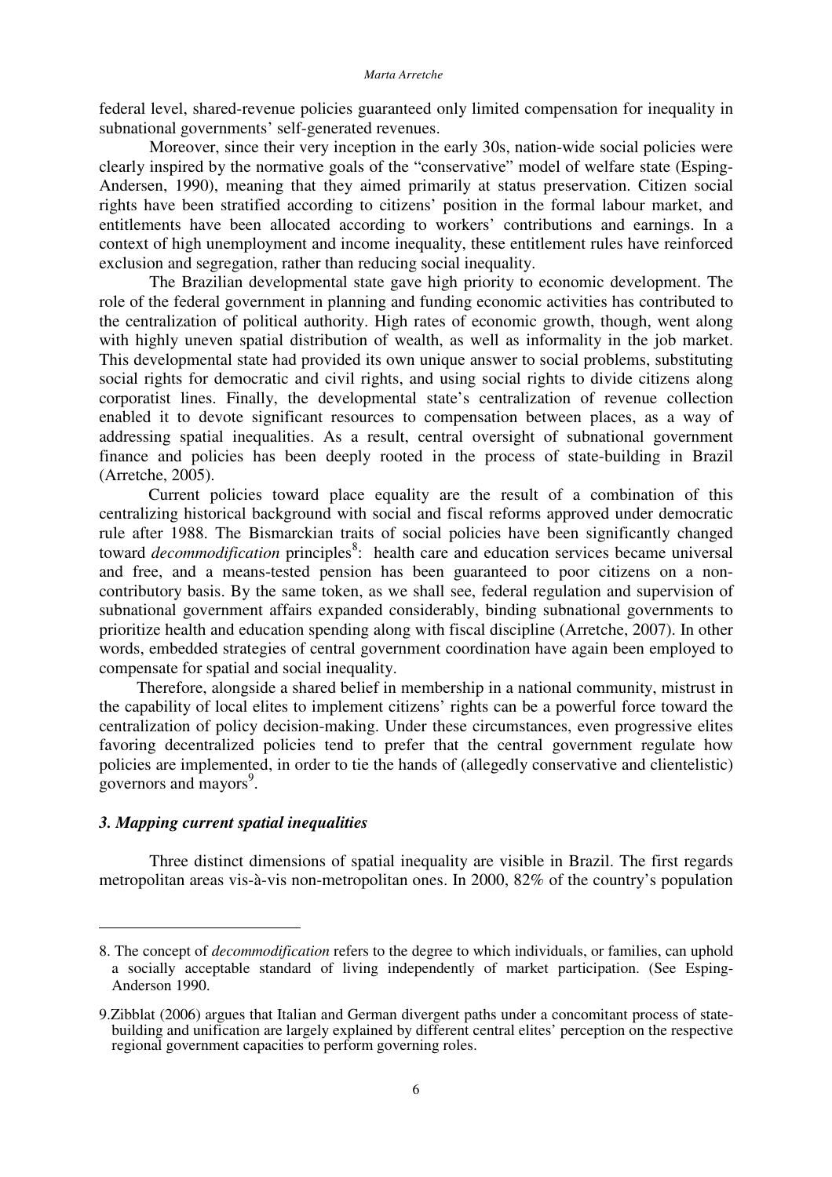federal level, shared-revenue policies guaranteed only limited compensation for inequality in subnational governments' self-generated revenues.

Moreover, since their very inception in the early 30s, nation-wide social policies were clearly inspired by the normative goals of the "conservative" model of welfare state (Esping-Andersen, 1990), meaning that they aimed primarily at status preservation. Citizen social rights have been stratified according to citizens' position in the formal labour market, and entitlements have been allocated according to workers' contributions and earnings. In a context of high unemployment and income inequality, these entitlement rules have reinforced exclusion and segregation, rather than reducing social inequality.

The Brazilian developmental state gave high priority to economic development. The role of the federal government in planning and funding economic activities has contributed to the centralization of political authority. High rates of economic growth, though, went along with highly uneven spatial distribution of wealth, as well as informality in the job market. This developmental state had provided its own unique answer to social problems, substituting social rights for democratic and civil rights, and using social rights to divide citizens along corporatist lines. Finally, the developmental state's centralization of revenue collection enabled it to devote significant resources to compensation between places, as a way of addressing spatial inequalities. As a result, central oversight of subnational government finance and policies has been deeply rooted in the process of state-building in Brazil (Arretche, 2005).

Current policies toward place equality are the result of a combination of this centralizing historical background with social and fiscal reforms approved under democratic rule after 1988. The Bismarckian traits of social policies have been significantly changed toward *decommodification* principles[8]: health care and education services became universal and free, and a means-tested pension has been guaranteed to poor citizens on a non-contributory basis. By the same token, as we shall see, federal regulation and supervision of subnational government affairs expanded considerably, binding subnational governments to prioritize health and education spending along with fiscal discipline (Arretche, 2007). In other words, embedded strategies of central government coordination have again been employed to compensate for spatial and social inequality.

Therefore, alongside a shared belief in membership in a national community, mistrust in the capability of local elites to implement citizens' rights can be a powerful force toward the centralization of policy decision-making. Under these circumstances, even progressive elites favoring decentralized policies tend to prefer that the central government regulate how policies are implemented, in order to tie the hands of (allegedly conservative and clientelistic) governors and mayors[9].

### *3. Mapping current spatial inequalities*

Three distinct dimensions of spatial inequality are visible in Brazil. The first regards metropolitan areas vis-à-vis non-metropolitan ones. In 2000, 82% of the country's population

---

8. The concept of *decommodification* refers to the degree to which individuals, or families, can uphold a socially acceptable standard of living independently of market participation. (See Esping-Anderson 1990.

9.Zibblat (2006) argues that Italian and German divergent paths under a concomitant process of state-building and unification are largely explained by different central elites' perception on the respective regional government capacities to perform governing roles.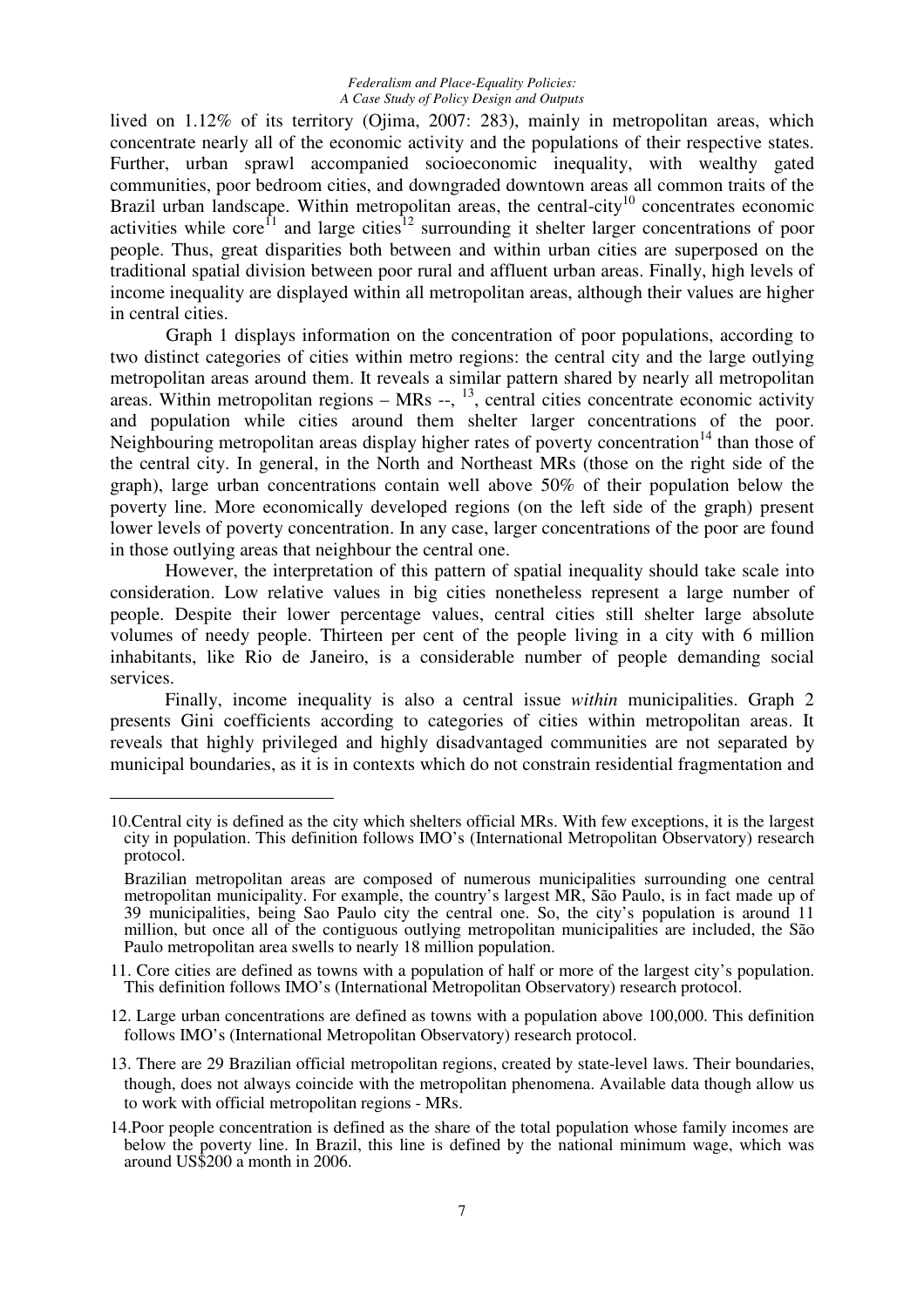lived on 1.12% of its territory (Ojima, 2007: 283), mainly in metropolitan areas, which concentrate nearly all of the economic activity and the populations of their respective states. Further, urban sprawl accompanied socioeconomic inequality, with wealthy gated communities, poor bedroom cities, and downgraded downtown areas all common traits of the Brazil urban landscape. Within metropolitan areas, the central-city[10] concentrates economic activities while core[11] and large cities[12] surrounding it shelter larger concentrations of poor people. Thus, great disparities both between and within urban cities are superposed on the traditional spatial division between poor rural and affluent urban areas. Finally, high levels of income inequality are displayed within all metropolitan areas, although their values are higher in central cities.

Graph 1 displays information on the concentration of poor populations, according to two distinct categories of cities within metro regions: the central city and the large outlying metropolitan areas around them. It reveals a similar pattern shared by nearly all metropolitan areas. Within metropolitan regions – MRs --, [13], central cities concentrate economic activity and population while cities around them shelter larger concentrations of the poor. Neighbouring metropolitan areas display higher rates of poverty concentration[14] than those of the central city. In general, in the North and Northeast MRs (those on the right side of the graph), large urban concentrations contain well above 50% of their population below the poverty line. More economically developed regions (on the left side of the graph) present lower levels of poverty concentration. In any case, larger concentrations of the poor are found in those outlying areas that neighbour the central one.

However, the interpretation of this pattern of spatial inequality should take scale into consideration. Low relative values in big cities nonetheless represent a large number of people. Despite their lower percentage values, central cities still shelter large absolute volumes of needy people. Thirteen per cent of the people living in a city with 6 million inhabitants, like Rio de Janeiro, is a considerable number of people demanding social services.

Finally, income inequality is also a central issue *within* municipalities. Graph 2 presents Gini coefficients according to categories of cities within metropolitan areas. It reveals that highly privileged and highly disadvantaged communities are not separated by municipal boundaries, as it is in contexts which do not constrain residential fragmentation and

---

10. Central city is defined as the city which shelters official MRs. With few exceptions, it is the largest city in population. This definition follows IMO's (International Metropolitan Observatory) research protocol.

Brazilian metropolitan areas are composed of numerous municipalities surrounding one central metropolitan municipality. For example, the country's largest MR, São Paulo, is in fact made up of 39 municipalities, being Sao Paulo city the central one. So, the city's population is around 11 million, but once all of the contiguous outlying metropolitan municipalities are included, the São Paulo metropolitan area swells to nearly 18 million population.

11. Core cities are defined as towns with a population of half or more of the largest city's population. This definition follows IMO's (International Metropolitan Observatory) research protocol.

12. Large urban concentrations are defined as towns with a population above 100,000. This definition follows IMO's (International Metropolitan Observatory) research protocol.

13. There are 29 Brazilian official metropolitan regions, created by state-level laws. Their boundaries, though, does not always coincide with the metropolitan phenomena. Available data though allow us to work with official metropolitan regions - MRs.

14. Poor people concentration is defined as the share of the total population whose family incomes are below the poverty line. In Brazil, this line is defined by the national minimum wage, which was around US$200 a month in 2006.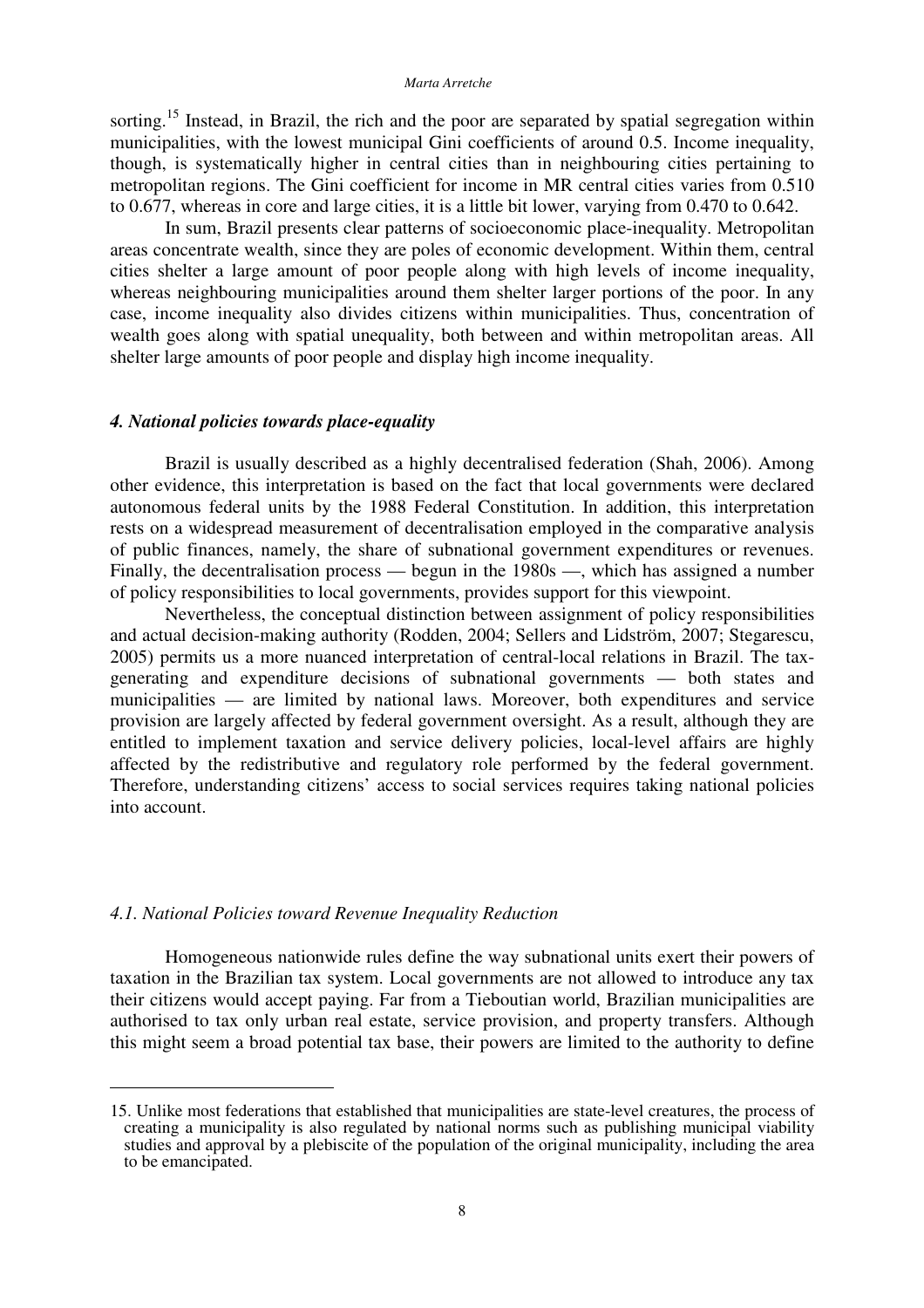sorting.[15] Instead, in Brazil, the rich and the poor are separated by spatial segregation within municipalities, with the lowest municipal Gini coefficients of around 0.5. Income inequality, though, is systematically higher in central cities than in neighbouring cities pertaining to metropolitan regions. The Gini coefficient for income in MR central cities varies from 0.510 to 0.677, whereas in core and large cities, it is a little bit lower, varying from 0.470 to 0.642.

In sum, Brazil presents clear patterns of socioeconomic place-inequality. Metropolitan areas concentrate wealth, since they are poles of economic development. Within them, central cities shelter a large amount of poor people along with high levels of income inequality, whereas neighbouring municipalities around them shelter larger portions of the poor. In any case, income inequality also divides citizens within municipalities. Thus, concentration of wealth goes along with spatial unequality, both between and within metropolitan areas. All shelter large amounts of poor people and display high income inequality.

### *4. National policies towards place-equality*

Brazil is usually described as a highly decentralised federation (Shah, 2006). Among other evidence, this interpretation is based on the fact that local governments were declared autonomous federal units by the 1988 Federal Constitution. In addition, this interpretation rests on a widespread measurement of decentralisation employed in the comparative analysis of public finances, namely, the share of subnational government expenditures or revenues. Finally, the decentralisation process — begun in the 1980s —, which has assigned a number of policy responsibilities to local governments, provides support for this viewpoint.

Nevertheless, the conceptual distinction between assignment of policy responsibilities and actual decision-making authority (Rodden, 2004; Sellers and Lidström, 2007; Stegarescu, 2005) permits us a more nuanced interpretation of central-local relations in Brazil. The tax-generating and expenditure decisions of subnational governments — both states and municipalities — are limited by national laws. Moreover, both expenditures and service provision are largely affected by federal government oversight. As a result, although they are entitled to implement taxation and service delivery policies, local-level affairs are highly affected by the redistributive and regulatory role performed by the federal government. Therefore, understanding citizens' access to social services requires taking national policies into account.

#### *4.1. National Policies toward Revenue Inequality Reduction*

Homogeneous nationwide rules define the way subnational units exert their powers of taxation in the Brazilian tax system. Local governments are not allowed to introduce any tax their citizens would accept paying. Far from a Tieboutian world, Brazilian municipalities are authorised to tax only urban real estate, service provision, and property transfers. Although this might seem a broad potential tax base, their powers are limited to the authority to define

15. Unlike most federations that established that municipalities are state-level creatures, the process of creating a municipality is also regulated by national norms such as publishing municipal viability studies and approval by a plebiscite of the population of the original municipality, including the area to be emancipated.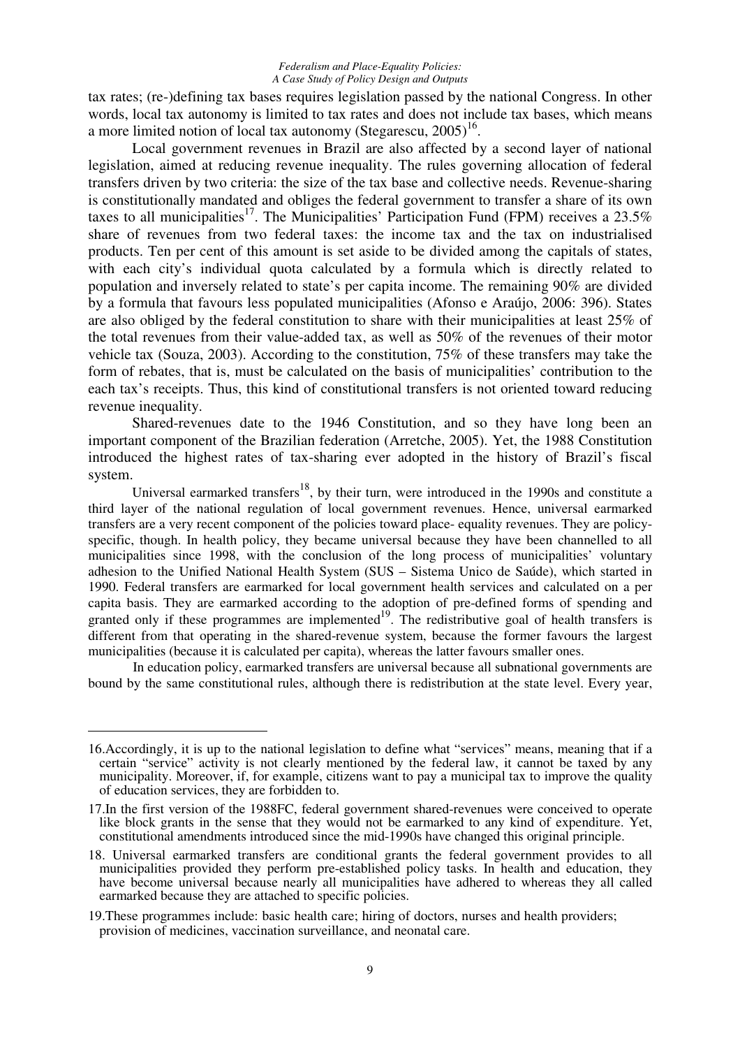tax rates; (re-)defining tax bases requires legislation passed by the national Congress. In other words, local tax autonomy is limited to tax rates and does not include tax bases, which means a more limited notion of local tax autonomy (Stegarescu, 2005)[16].

Local government revenues in Brazil are also affected by a second layer of national legislation, aimed at reducing revenue inequality. The rules governing allocation of federal transfers driven by two criteria: the size of the tax base and collective needs. Revenue-sharing is constitutionally mandated and obliges the federal government to transfer a share of its own taxes to all municipalities[17]. The Municipalities' Participation Fund (FPM) receives a 23.5% share of revenues from two federal taxes: the income tax and the tax on industrialised products. Ten per cent of this amount is set aside to be divided among the capitals of states, with each city's individual quota calculated by a formula which is directly related to population and inversely related to state's per capita income. The remaining 90% are divided by a formula that favours less populated municipalities (Afonso e Araújo, 2006: 396). States are also obliged by the federal constitution to share with their municipalities at least 25% of the total revenues from their value-added tax, as well as 50% of the revenues of their motor vehicle tax (Souza, 2003). According to the constitution, 75% of these transfers may take the form of rebates, that is, must be calculated on the basis of municipalities' contribution to the each tax's receipts. Thus, this kind of constitutional transfers is not oriented toward reducing revenue inequality.

Shared-revenues date to the 1946 Constitution, and so they have long been an important component of the Brazilian federation (Arretche, 2005). Yet, the 1988 Constitution introduced the highest rates of tax-sharing ever adopted in the history of Brazil's fiscal system.

Universal earmarked transfers[18], by their turn, were introduced in the 1990s and constitute a third layer of the national regulation of local government revenues. Hence, universal earmarked transfers are a very recent component of the policies toward place- equality revenues. They are policy-specific, though. In health policy, they became universal because they have been channelled to all municipalities since 1998, with the conclusion of the long process of municipalities' voluntary adhesion to the Unified National Health System (SUS – Sistema Unico de Saúde), which started in 1990. Federal transfers are earmarked for local government health services and calculated on a per capita basis. They are earmarked according to the adoption of pre-defined forms of spending and granted only if these programmes are implemented[19]. The redistributive goal of health transfers is different from that operating in the shared-revenue system, because the former favours the largest municipalities (because it is calculated per capita), whereas the latter favours smaller ones.

In education policy, earmarked transfers are universal because all subnational governments are bound by the same constitutional rules, although there is redistribution at the state level. Every year,

---

16.Accordingly, it is up to the national legislation to define what "services" means, meaning that if a certain "service" activity is not clearly mentioned by the federal law, it cannot be taxed by any municipality. Moreover, if, for example, citizens want to pay a municipal tax to improve the quality of education services, they are forbidden to.

17.In the first version of the 1988FC, federal government shared-revenues were conceived to operate like block grants in the sense that they would not be earmarked to any kind of expenditure. Yet, constitutional amendments introduced since the mid-1990s have changed this original principle.

18. Universal earmarked transfers are conditional grants the federal government provides to all municipalities provided they perform pre-established policy tasks. In health and education, they have become universal because nearly all municipalities have adhered to whereas they all called earmarked because they are attached to specific policies.

19.These programmes include: basic health care; hiring of doctors, nurses and health providers; provision of medicines, vaccination surveillance, and neonatal care.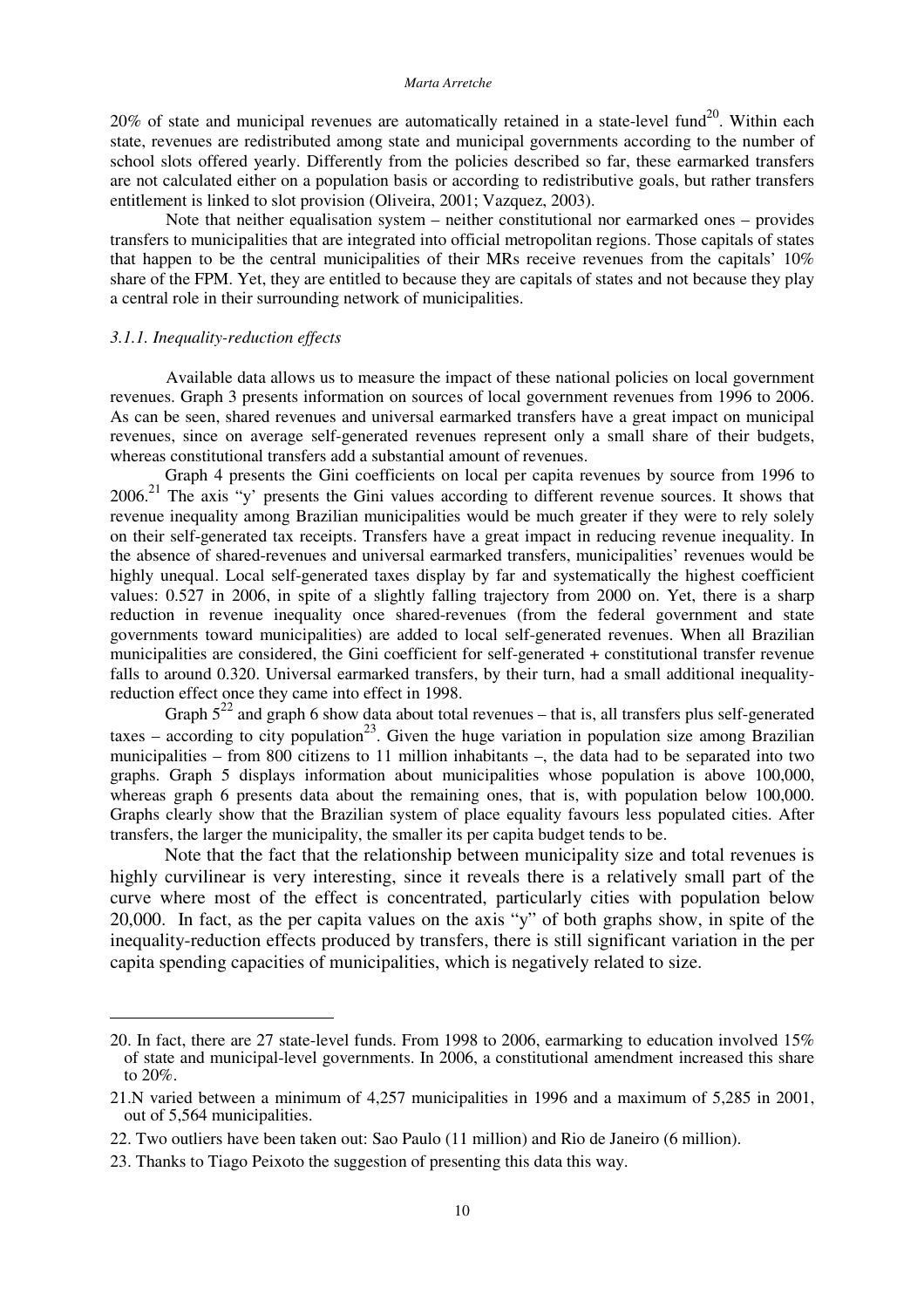20% of state and municipal revenues are automatically retained in a state-level fund[20]. Within each state, revenues are redistributed among state and municipal governments according to the number of school slots offered yearly. Differently from the policies described so far, these earmarked transfers are not calculated either on a population basis or according to redistributive goals, but rather transfers entitlement is linked to slot provision (Oliveira, 2001; Vazquez, 2003).

Note that neither equalisation system – neither constitutional nor earmarked ones – provides transfers to municipalities that are integrated into official metropolitan regions. Those capitals of states that happen to be the central municipalities of their MRs receive revenues from the capitals' 10% share of the FPM. Yet, they are entitled to because they are capitals of states and not because they play a central role in their surrounding network of municipalities.

### *3.1.1. Inequality-reduction effects*

Available data allows us to measure the impact of these national policies on local government revenues. Graph 3 presents information on sources of local government revenues from 1996 to 2006. As can be seen, shared revenues and universal earmarked transfers have a great impact on municipal revenues, since on average self-generated revenues represent only a small share of their budgets, whereas constitutional transfers add a substantial amount of revenues.

Graph 4 presents the Gini coefficients on local per capita revenues by source from 1996 to 2006.[21] The axis "y" presents the Gini values according to different revenue sources. It shows that revenue inequality among Brazilian municipalities would be much greater if they were to rely solely on their self-generated tax receipts. Transfers have a great impact in reducing revenue inequality. In the absence of shared-revenues and universal earmarked transfers, municipalities' revenues would be highly unequal. Local self-generated taxes display by far and systematically the highest coefficient values: 0.527 in 2006, in spite of a slightly falling trajectory from 2000 on. Yet, there is a sharp reduction in revenue inequality once shared-revenues (from the federal government and state governments toward municipalities) are added to local self-generated revenues. When all Brazilian municipalities are considered, the Gini coefficient for self-generated + constitutional transfer revenue falls to around 0.320. Universal earmarked transfers, by their turn, had a small additional inequality-reduction effect once they came into effect in 1998.

Graph 5[22] and graph 6 show data about total revenues – that is, all transfers plus self-generated taxes – according to city population[23]. Given the huge variation in population size among Brazilian municipalities – from 800 citizens to 11 million inhabitants –, the data had to be separated into two graphs. Graph 5 displays information about municipalities whose population is above 100,000, whereas graph 6 presents data about the remaining ones, that is, with population below 100,000. Graphs clearly show that the Brazilian system of place equality favours less populated cities. After transfers, the larger the municipality, the smaller its per capita budget tends to be.

Note that the fact that the relationship between municipality size and total revenues is highly curvilinear is very interesting, since it reveals there is a relatively small part of the curve where most of the effect is concentrated, particularly cities with population below 20,000. In fact, as the per capita values on the axis "y" of both graphs show, in spite of the inequality-reduction effects produced by transfers, there is still significant variation in the per capita spending capacities of municipalities, which is negatively related to size.

---

20. In fact, there are 27 state-level funds. From 1998 to 2006, earmarking to education involved 15% of state and municipal-level governments. In 2006, a constitutional amendment increased this share to 20%.

21. N varied between a minimum of 4,257 municipalities in 1996 and a maximum of 5,285 in 2001, out of 5,564 municipalities.

22. Two outliers have been taken out: Sao Paulo (11 million) and Rio de Janeiro (6 million).

23. Thanks to Tiago Peixoto the suggestion of presenting this data this way.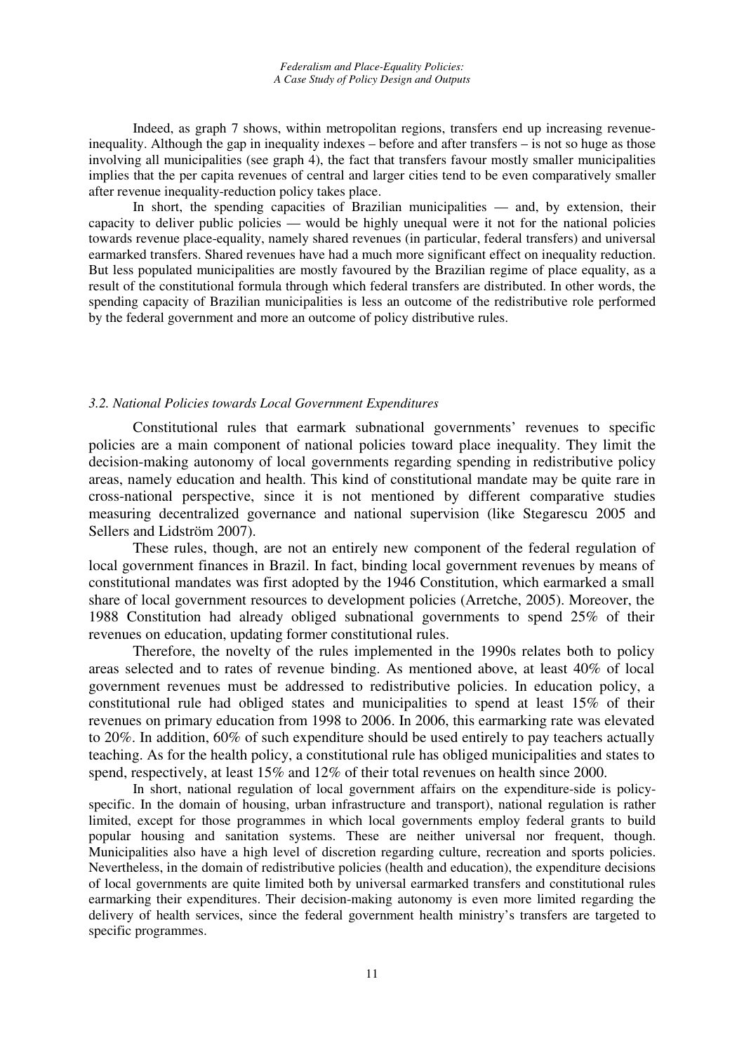Indeed, as graph 7 shows, within metropolitan regions, transfers end up increasing revenue-inequality. Although the gap in inequality indexes – before and after transfers – is not so huge as those involving all municipalities (see graph 4), the fact that transfers favour mostly smaller municipalities implies that the per capita revenues of central and larger cities tend to be even comparatively smaller after revenue inequality-reduction policy takes place.

In short, the spending capacities of Brazilian municipalities — and, by extension, their capacity to deliver public policies — would be highly unequal were it not for the national policies towards revenue place-equality, namely shared revenues (in particular, federal transfers) and universal earmarked transfers. Shared revenues have had a much more significant effect on inequality reduction. But less populated municipalities are mostly favoured by the Brazilian regime of place equality, as a result of the constitutional formula through which federal transfers are distributed. In other words, the spending capacity of Brazilian municipalities is less an outcome of the redistributive role performed by the federal government and more an outcome of policy distributive rules.

### *3.2. National Policies towards Local Government Expenditures*

Constitutional rules that earmark subnational governments' revenues to specific policies are a main component of national policies toward place inequality. They limit the decision-making autonomy of local governments regarding spending in redistributive policy areas, namely education and health. This kind of constitutional mandate may be quite rare in cross-national perspective, since it is not mentioned by different comparative studies measuring decentralized governance and national supervision (like Stegarescu 2005 and Sellers and Lidström 2007).

These rules, though, are not an entirely new component of the federal regulation of local government finances in Brazil. In fact, binding local government revenues by means of constitutional mandates was first adopted by the 1946 Constitution, which earmarked a small share of local government resources to development policies (Arretche, 2005). Moreover, the 1988 Constitution had already obliged subnational governments to spend 25% of their revenues on education, updating former constitutional rules.

Therefore, the novelty of the rules implemented in the 1990s relates both to policy areas selected and to rates of revenue binding. As mentioned above, at least 40% of local government revenues must be addressed to redistributive policies. In education policy, a constitutional rule had obliged states and municipalities to spend at least 15% of their revenues on primary education from 1998 to 2006. In 2006, this earmarking rate was elevated to 20%. In addition, 60% of such expenditure should be used entirely to pay teachers actually teaching. As for the health policy, a constitutional rule has obliged municipalities and states to spend, respectively, at least 15% and 12% of their total revenues on health since 2000.

In short, national regulation of local government affairs on the expenditure-side is policy-specific. In the domain of housing, urban infrastructure and transport), national regulation is rather limited, except for those programmes in which local governments employ federal grants to build popular housing and sanitation systems. These are neither universal nor frequent, though. Municipalities also have a high level of discretion regarding culture, recreation and sports policies. Nevertheless, in the domain of redistributive policies (health and education), the expenditure decisions of local governments are quite limited both by universal earmarked transfers and constitutional rules earmarking their expenditures. Their decision-making autonomy is even more limited regarding the delivery of health services, since the federal government health ministry's transfers are targeted to specific programmes.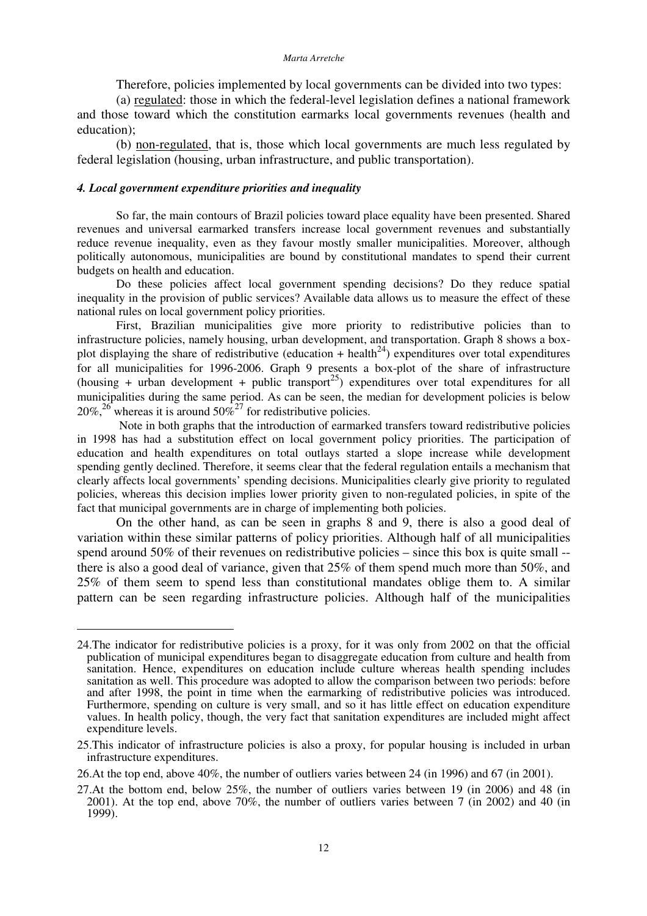Therefore, policies implemented by local governments can be divided into two types:

(a) regulated: those in which the federal-level legislation defines a national framework and those toward which the constitution earmarks local governments revenues (health and education);

(b) non-regulated, that is, those which local governments are much less regulated by federal legislation (housing, urban infrastructure, and public transportation).

### *4. Local government expenditure priorities and inequality*

So far, the main contours of Brazil policies toward place equality have been presented. Shared revenues and universal earmarked transfers increase local government revenues and substantially reduce revenue inequality, even as they favour mostly smaller municipalities. Moreover, although politically autonomous, municipalities are bound by constitutional mandates to spend their current budgets on health and education.

Do these policies affect local government spending decisions? Do they reduce spatial inequality in the provision of public services? Available data allows us to measure the effect of these national rules on local government policy priorities.

First, Brazilian municipalities give more priority to redistributive policies than to infrastructure policies, namely housing, urban development, and transportation. Graph 8 shows a box-plot displaying the share of redistributive (education + health[24]) expenditures over total expenditures for all municipalities for 1996-2006. Graph 9 presents a box-plot of the share of infrastructure (housing + urban development + public transport[25]) expenditures over total expenditures for all municipalities during the same period. As can be seen, the median for development policies is below 20%,[26] whereas it is around 50%[27] for redistributive policies.

Note in both graphs that the introduction of earmarked transfers toward redistributive policies in 1998 has had a substitution effect on local government policy priorities. The participation of education and health expenditures on total outlays started a slope increase while development spending gently declined. Therefore, it seems clear that the federal regulation entails a mechanism that clearly affects local governments' spending decisions. Municipalities clearly give priority to regulated policies, whereas this decision implies lower priority given to non-regulated policies, in spite of the fact that municipal governments are in charge of implementing both policies.

On the other hand, as can be seen in graphs 8 and 9, there is also a good deal of variation within these similar patterns of policy priorities. Although half of all municipalities spend around 50% of their revenues on redistributive policies – since this box is quite small -- there is also a good deal of variance, given that 25% of them spend much more than 50%, and 25% of them seem to spend less than constitutional mandates oblige them to. A similar pattern can be seen regarding infrastructure policies. Although half of the municipalities

---

24.The indicator for redistributive policies is a proxy, for it was only from 2002 on that the official publication of municipal expenditures began to disaggregate education from culture and health from sanitation. Hence, expenditures on education include culture whereas health spending includes sanitation as well. This procedure was adopted to allow the comparison between two periods: before and after 1998, the point in time when the earmarking of redistributive policies was introduced. Furthermore, spending on culture is very small, and so it has little effect on education expenditure values. In health policy, though, the very fact that sanitation expenditures are included might affect expenditure levels.

25.This indicator of infrastructure policies is also a proxy, for popular housing is included in urban infrastructure expenditures.

26.At the top end, above 40%, the number of outliers varies between 24 (in 1996) and 67 (in 2001).

27.At the bottom end, below 25%, the number of outliers varies between 19 (in 2006) and 48 (in 2001). At the top end, above 70%, the number of outliers varies between 7 (in 2002) and 40 (in 1999).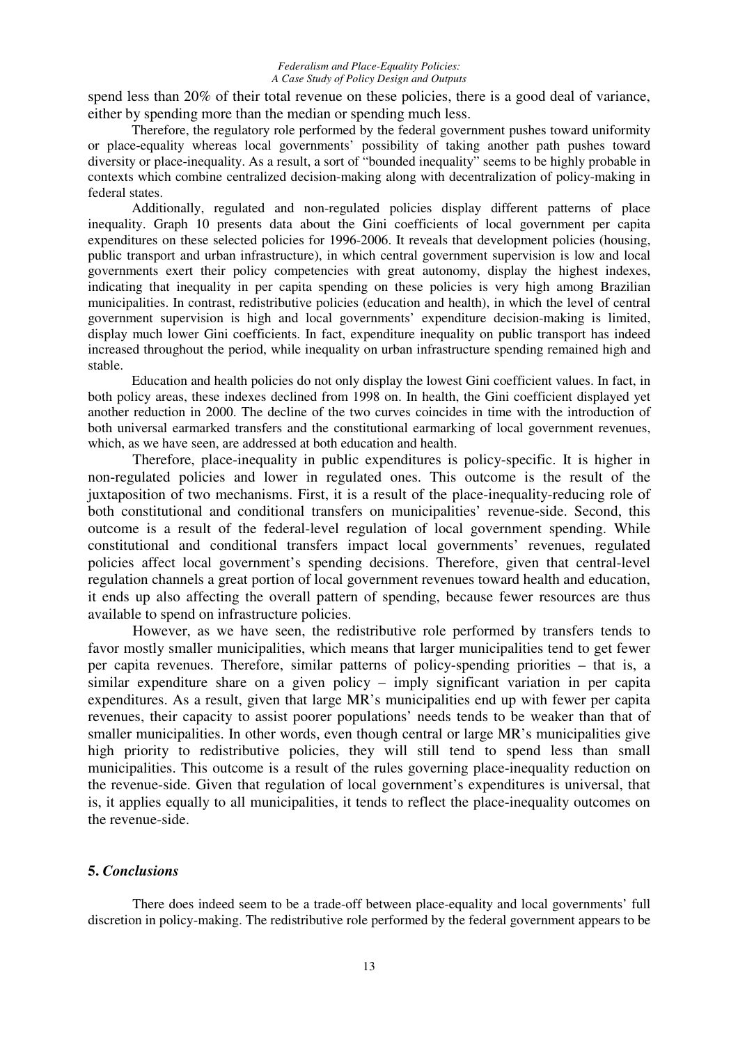spend less than 20% of their total revenue on these policies, there is a good deal of variance, either by spending more than the median or spending much less.

Therefore, the regulatory role performed by the federal government pushes toward uniformity or place-equality whereas local governments' possibility of taking another path pushes toward diversity or place-inequality. As a result, a sort of "bounded inequality" seems to be highly probable in contexts which combine centralized decision-making along with decentralization of policy-making in federal states.

Additionally, regulated and non-regulated policies display different patterns of place inequality. Graph 10 presents data about the Gini coefficients of local government per capita expenditures on these selected policies for 1996-2006. It reveals that development policies (housing, public transport and urban infrastructure), in which central government supervision is low and local governments exert their policy competencies with great autonomy, display the highest indexes, indicating that inequality in per capita spending on these policies is very high among Brazilian municipalities. In contrast, redistributive policies (education and health), in which the level of central government supervision is high and local governments' expenditure decision-making is limited, display much lower Gini coefficients. In fact, expenditure inequality on public transport has indeed increased throughout the period, while inequality on urban infrastructure spending remained high and stable.

Education and health policies do not only display the lowest Gini coefficient values. In fact, in both policy areas, these indexes declined from 1998 on. In health, the Gini coefficient displayed yet another reduction in 2000. The decline of the two curves coincides in time with the introduction of both universal earmarked transfers and the constitutional earmarking of local government revenues, which, as we have seen, are addressed at both education and health.

Therefore, place-inequality in public expenditures is policy-specific. It is higher in non-regulated policies and lower in regulated ones. This outcome is the result of the juxtaposition of two mechanisms. First, it is a result of the place-inequality-reducing role of both constitutional and conditional transfers on municipalities' revenue-side. Second, this outcome is a result of the federal-level regulation of local government spending. While constitutional and conditional transfers impact local governments' revenues, regulated policies affect local government's spending decisions. Therefore, given that central-level regulation channels a great portion of local government revenues toward health and education, it ends up also affecting the overall pattern of spending, because fewer resources are thus available to spend on infrastructure policies.

However, as we have seen, the redistributive role performed by transfers tends to favor mostly smaller municipalities, which means that larger municipalities tend to get fewer per capita revenues. Therefore, similar patterns of policy-spending priorities – that is, a similar expenditure share on a given policy – imply significant variation in per capita expenditures. As a result, given that large MR's municipalities end up with fewer per capita revenues, their capacity to assist poorer populations' needs tends to be weaker than that of smaller municipalities. In other words, even though central or large MR's municipalities give high priority to redistributive policies, they will still tend to spend less than small municipalities. This outcome is a result of the rules governing place-inequality reduction on the revenue-side. Given that regulation of local government's expenditures is universal, that is, it applies equally to all municipalities, it tends to reflect the place-inequality outcomes on the revenue-side.

## 5. *Conclusions*

There does indeed seem to be a trade-off between place-equality and local governments' full discretion in policy-making. The redistributive role performed by the federal government appears to be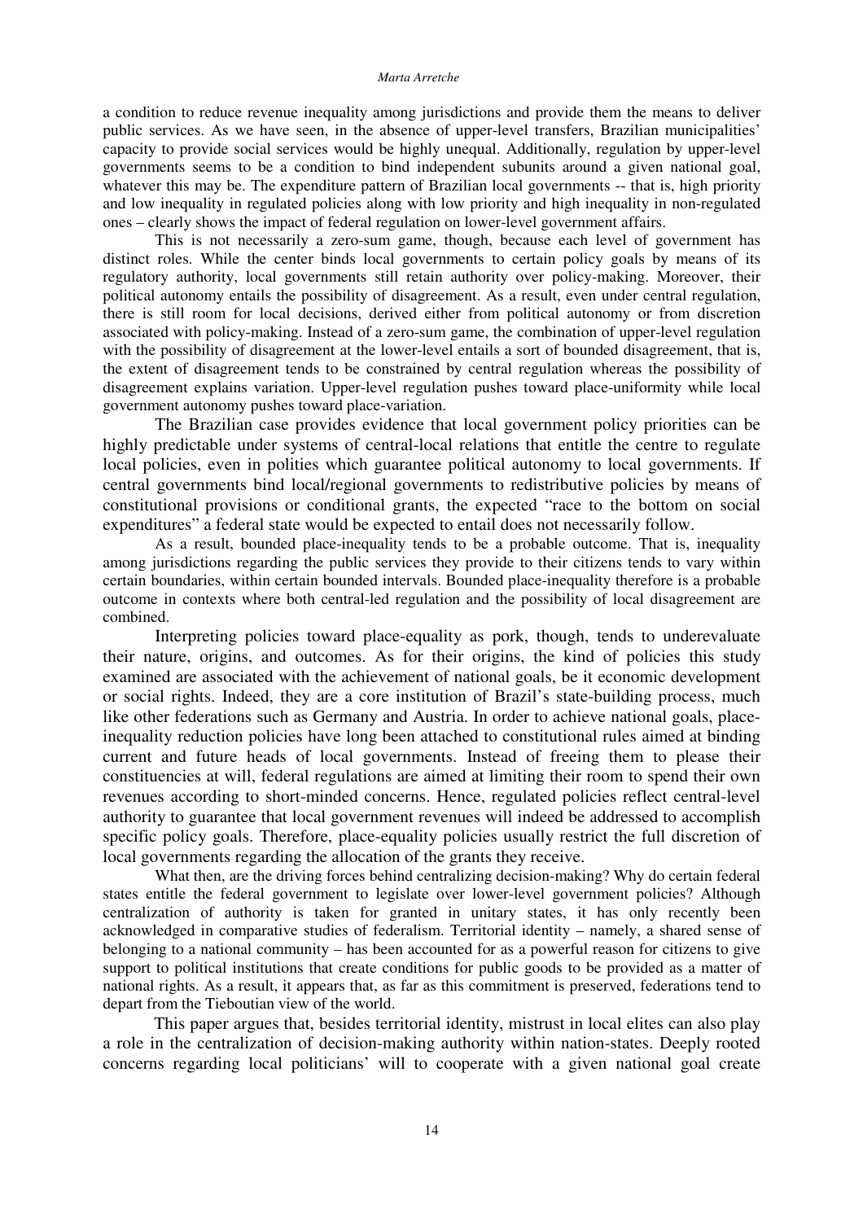a condition to reduce revenue inequality among jurisdictions and provide them the means to deliver public services. As we have seen, in the absence of upper-level transfers, Brazilian municipalities' capacity to provide social services would be highly unequal. Additionally, regulation by upper-level governments seems to be a condition to bind independent subunits around a given national goal, whatever this may be. The expenditure pattern of Brazilian local governments -- that is, high priority and low inequality in regulated policies along with low priority and high inequality in non-regulated ones – clearly shows the impact of federal regulation on lower-level government affairs.

This is not necessarily a zero-sum game, though, because each level of government has distinct roles. While the center binds local governments to certain policy goals by means of its regulatory authority, local governments still retain authority over policy-making. Moreover, their political autonomy entails the possibility of disagreement. As a result, even under central regulation, there is still room for local decisions, derived either from political autonomy or from discretion associated with policy-making. Instead of a zero-sum game, the combination of upper-level regulation with the possibility of disagreement at the lower-level entails a sort of bounded disagreement, that is, the extent of disagreement tends to be constrained by central regulation whereas the possibility of disagreement explains variation. Upper-level regulation pushes toward place-uniformity while local government autonomy pushes toward place-variation.

The Brazilian case provides evidence that local government policy priorities can be highly predictable under systems of central-local relations that entitle the centre to regulate local policies, even in polities which guarantee political autonomy to local governments. If central governments bind local/regional governments to redistributive policies by means of constitutional provisions or conditional grants, the expected "race to the bottom on social expenditures" a federal state would be expected to entail does not necessarily follow.

As a result, bounded place-inequality tends to be a probable outcome. That is, inequality among jurisdictions regarding the public services they provide to their citizens tends to vary within certain boundaries, within certain bounded intervals. Bounded place-inequality therefore is a probable outcome in contexts where both central-led regulation and the possibility of local disagreement are combined.

Interpreting policies toward place-equality as pork, though, tends to underevaluate their nature, origins, and outcomes. As for their origins, the kind of policies this study examined are associated with the achievement of national goals, be it economic development or social rights. Indeed, they are a core institution of Brazil's state-building process, much like other federations such as Germany and Austria. In order to achieve national goals, place-inequality reduction policies have long been attached to constitutional rules aimed at binding current and future heads of local governments. Instead of freeing them to please their constituencies at will, federal regulations are aimed at limiting their room to spend their own revenues according to short-minded concerns. Hence, regulated policies reflect central-level authority to guarantee that local government revenues will indeed be addressed to accomplish specific policy goals. Therefore, place-equality policies usually restrict the full discretion of local governments regarding the allocation of the grants they receive.

What then, are the driving forces behind centralizing decision-making? Why do certain federal states entitle the federal government to legislate over lower-level government policies? Although centralization of authority is taken for granted in unitary states, it has only recently been acknowledged in comparative studies of federalism. Territorial identity – namely, a shared sense of belonging to a national community – has been accounted for as a powerful reason for citizens to give support to political institutions that create conditions for public goods to be provided as a matter of national rights. As a result, it appears that, as far as this commitment is preserved, federations tend to depart from the Tieboutian view of the world.

This paper argues that, besides territorial identity, mistrust in local elites can also play a role in the centralization of decision-making authority within nation-states. Deeply rooted concerns regarding local politicians' will to cooperate with a given national goal create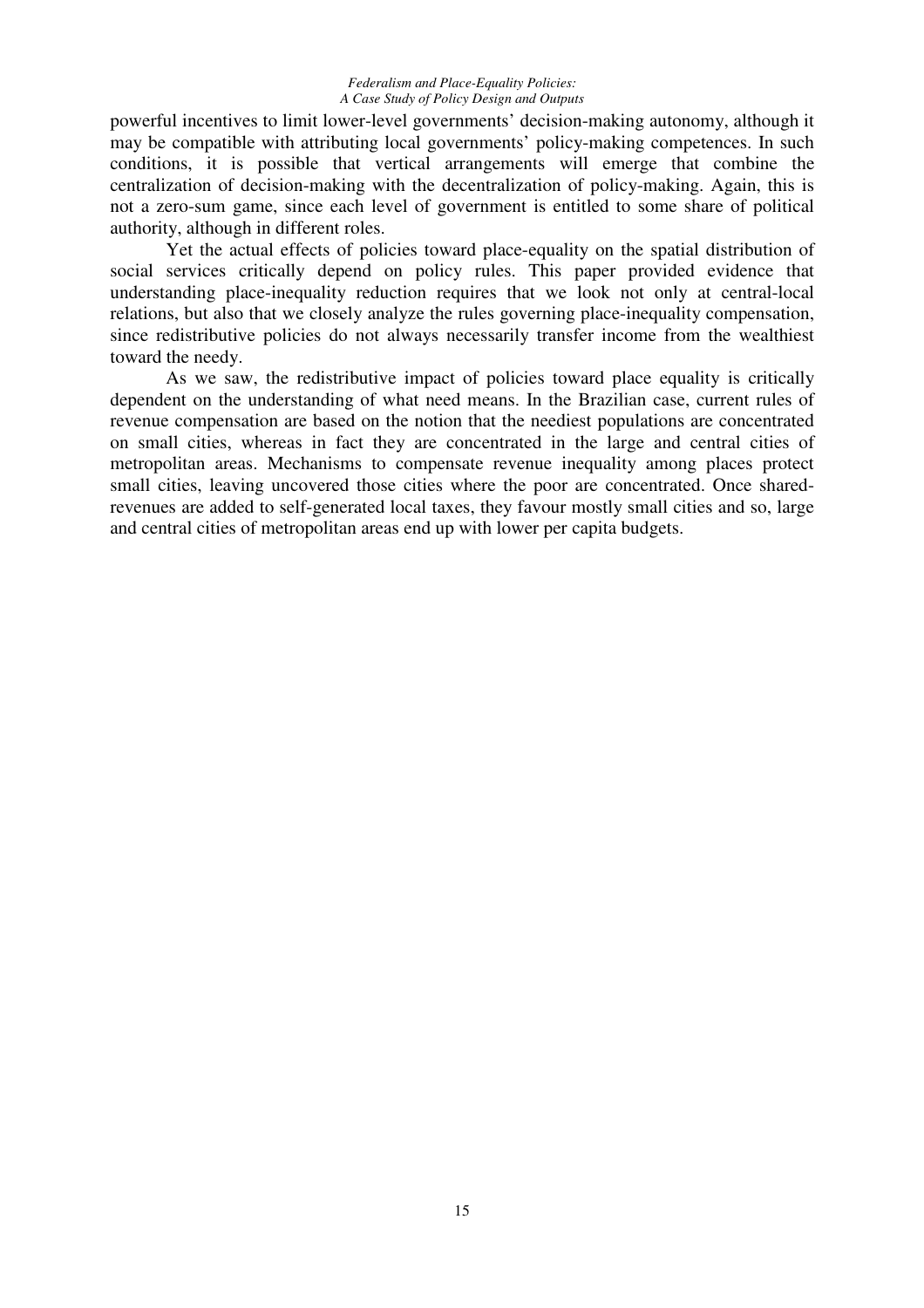powerful incentives to limit lower-level governments' decision-making autonomy, although it may be compatible with attributing local governments' policy-making competences. In such conditions, it is possible that vertical arrangements will emerge that combine the centralization of decision-making with the decentralization of policy-making. Again, this is not a zero-sum game, since each level of government is entitled to some share of political authority, although in different roles.

Yet the actual effects of policies toward place-equality on the spatial distribution of social services critically depend on policy rules. This paper provided evidence that understanding place-inequality reduction requires that we look not only at central-local relations, but also that we closely analyze the rules governing place-inequality compensation, since redistributive policies do not always necessarily transfer income from the wealthiest toward the needy.

As we saw, the redistributive impact of policies toward place equality is critically dependent on the understanding of what need means. In the Brazilian case, current rules of revenue compensation are based on the notion that the neediest populations are concentrated on small cities, whereas in fact they are concentrated in the large and central cities of metropolitan areas. Mechanisms to compensate revenue inequality among places protect small cities, leaving uncovered those cities where the poor are concentrated. Once shared-revenues are added to self-generated local taxes, they favour mostly small cities and so, large and central cities of metropolitan areas end up with lower per capita budgets.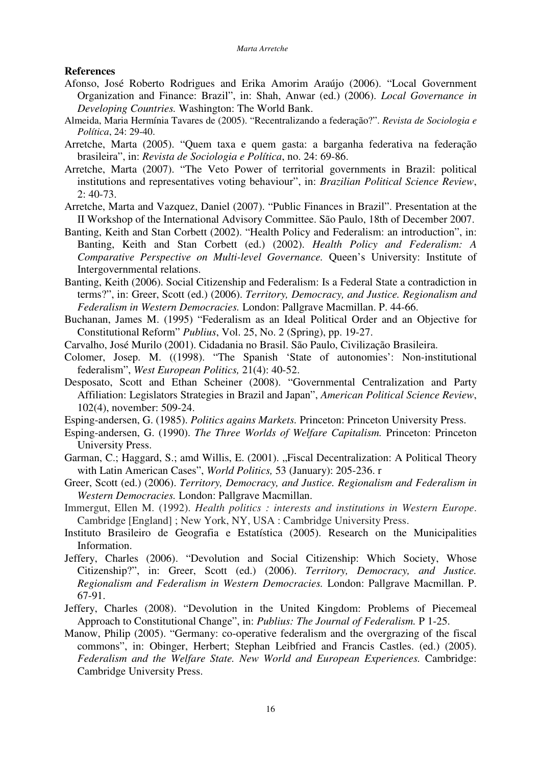**References**

Afonso, José Roberto Rodrigues and Erika Amorim Araújo (2006). "Local Government Organization and Finance: Brazil", in: Shah, Anwar (ed.) (2006). *Local Governance in Developing Countries.* Washington: The World Bank.

Almeida, Maria Hermínia Tavares de (2005). "Recentralizando a federação?". *Revista de Sociologia e Política*, 24: 29-40.

Arretche, Marta (2005). "Quem taxa e quem gasta: a barganha federativa na federação brasileira", in: *Revista de Sociologia e Política*, no. 24: 69-86.

Arretche, Marta (2007). "The Veto Power of territorial governments in Brazil: political institutions and representatives voting behaviour", in: *Brazilian Political Science Review*, 2: 40-73.

Arretche, Marta and Vazquez, Daniel (2007). "Public Finances in Brazil". Presentation at the II Workshop of the International Advisory Committee. São Paulo, 18th of December 2007.

Banting, Keith and Stan Corbett (2002). "Health Policy and Federalism: an introduction", in: Banting, Keith and Stan Corbett (ed.) (2002). *Health Policy and Federalism: A Comparative Perspective on Multi-level Governance.* Queen's University: Institute of Intergovernmental relations.

Banting, Keith (2006). Social Citizenship and Federalism: Is a Federal State a contradiction in terms?", in: Greer, Scott (ed.) (2006). *Territory, Democracy, and Justice. Regionalism and Federalism in Western Democracies.* London: Pallgrave Macmillan. P. 44-66.

Buchanan, James M. (1995) "Federalism as an Ideal Political Order and an Objective for Constitutional Reform" *Publius*, Vol. 25, No. 2 (Spring), pp. 19-27.

Carvalho, José Murilo (2001). Cidadania no Brasil. São Paulo, Civilização Brasileira.

Colomer, Josep. M. ((1998). "The Spanish 'State of autonomies': Non-institutional federalism", *West European Politics,* 21(4): 40-52.

Desposato, Scott and Ethan Scheiner (2008). "Governmental Centralization and Party Affiliation: Legislators Strategies in Brazil and Japan", *American Political Science Review*, 102(4), november: 509-24.

Esping-andersen, G. (1985). *Politics agains Markets.* Princeton: Princeton University Press.

Esping-andersen, G. (1990). *The Three Worlds of Welfare Capitalism.* Princeton: Princeton University Press.

Garman, C.; Haggard, S.; amd Willis, E. (2001). „Fiscal Decentralization: A Political Theory with Latin American Cases", *World Politics,* 53 (January): 205-236. r

Greer, Scott (ed.) (2006). *Territory, Democracy, and Justice. Regionalism and Federalism in Western Democracies.* London: Pallgrave Macmillan.

Immergut, Ellen M. (1992). *Health politics : interests and institutions in Western Europe*. Cambridge [England] ; New York, NY, USA : Cambridge University Press.

Instituto Brasileiro de Geografia e Estatística (2005). Research on the Municipalities Information.

Jeffery, Charles (2006). "Devolution and Social Citizenship: Which Society, Whose Citizenship?", in: Greer, Scott (ed.) (2006). *Territory, Democracy, and Justice. Regionalism and Federalism in Western Democracies.* London: Pallgrave Macmillan. P. 67-91.

Jeffery, Charles (2008). "Devolution in the United Kingdom: Problems of Piecemeal Approach to Constitutional Change", in: *Publius: The Journal of Federalism.* P 1-25.

Manow, Philip (2005). "Germany: co-operative federalism and the overgrazing of the fiscal commons", in: Obinger, Herbert; Stephan Leibfried and Francis Castles. (ed.) (2005). *Federalism and the Welfare State. New World and European Experiences.* Cambridge: Cambridge University Press.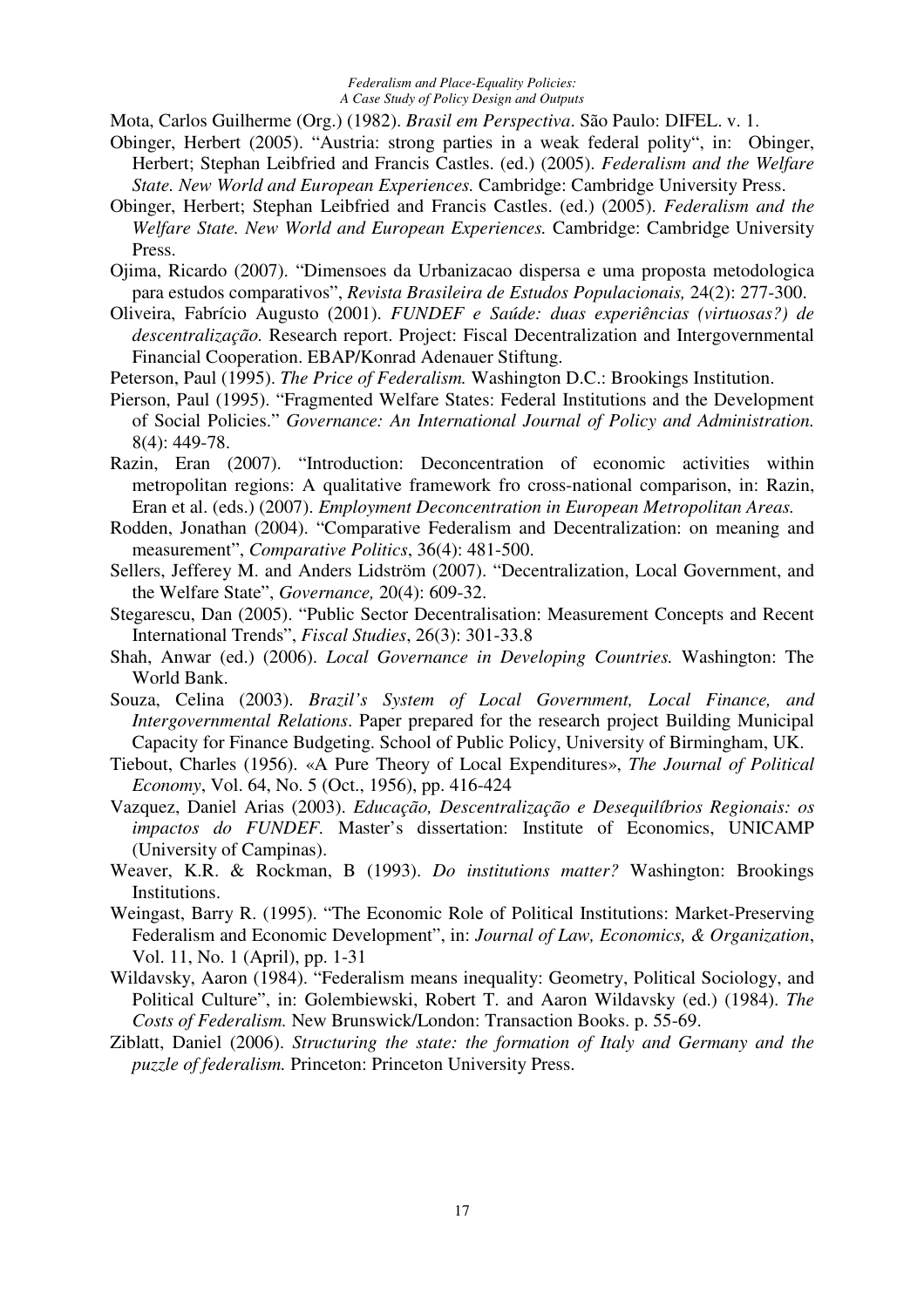Mota, Carlos Guilherme (Org.) (1982). *Brasil em Perspectiva*. São Paulo: DIFEL. v. 1.

Obinger, Herbert (2005). "Austria: strong parties in a weak federal polity", in: Obinger, Herbert; Stephan Leibfried and Francis Castles. (ed.) (2005). *Federalism and the Welfare State. New World and European Experiences.* Cambridge: Cambridge University Press.

Obinger, Herbert; Stephan Leibfried and Francis Castles. (ed.) (2005). *Federalism and the Welfare State. New World and European Experiences.* Cambridge: Cambridge University Press.

Ojima, Ricardo (2007). "Dimensoes da Urbanizacao dispersa e uma proposta metodologica para estudos comparativos", *Revista Brasileira de Estudos Populacionais,* 24(2): 277-300.

Oliveira, Fabrício Augusto (2001). *FUNDEF e Saúde: duas experiências (virtuosas?) de descentralização.* Research report. Project: Fiscal Decentralization and Intergovernmental Financial Cooperation. EBAP/Konrad Adenauer Stiftung.

Peterson, Paul (1995). *The Price of Federalism.* Washington D.C.: Brookings Institution.

Pierson, Paul (1995). "Fragmented Welfare States: Federal Institutions and the Development of Social Policies." *Governance: An International Journal of Policy and Administration.* 8(4): 449-78.

Razin, Eran (2007). "Introduction: Deconcentration of economic activities within metropolitan regions: A qualitative framework fro cross-national comparison, in: Razin, Eran et al. (eds.) (2007). *Employment Deconcentration in European Metropolitan Areas.*

Rodden, Jonathan (2004). "Comparative Federalism and Decentralization: on meaning and measurement", *Comparative Politics*, 36(4): 481-500.

Sellers, Jefferey M. and Anders Lidström (2007). "Decentralization, Local Government, and the Welfare State", *Governance,* 20(4): 609-32.

Stegarescu, Dan (2005). "Public Sector Decentralisation: Measurement Concepts and Recent International Trends", *Fiscal Studies*, 26(3): 301-33.8

Shah, Anwar (ed.) (2006). *Local Governance in Developing Countries.* Washington: The World Bank.

Souza, Celina (2003). *Brazil's System of Local Government, Local Finance, and Intergovernmental Relations*. Paper prepared for the research project Building Municipal Capacity for Finance Budgeting. School of Public Policy, University of Birmingham, UK.

Tiebout, Charles (1956). «A Pure Theory of Local Expenditures», *The Journal of Political Economy*, Vol. 64, No. 5 (Oct., 1956), pp. 416-424

Vazquez, Daniel Arias (2003). *Educação, Descentralização e Desequilíbrios Regionais: os impactos do FUNDEF.* Master's dissertation: Institute of Economics, UNICAMP (University of Campinas).

Weaver, K.R. & Rockman, B (1993). *Do institutions matter?* Washington: Brookings Institutions.

Weingast, Barry R. (1995). "The Economic Role of Political Institutions: Market-Preserving Federalism and Economic Development", in: *Journal of Law, Economics, & Organization*, Vol. 11, No. 1 (April), pp. 1-31

Wildavsky, Aaron (1984). "Federalism means inequality: Geometry, Political Sociology, and Political Culture", in: Golembiewski, Robert T. and Aaron Wildavsky (ed.) (1984). *The Costs of Federalism.* New Brunswick/London: Transaction Books. p. 55-69.

Ziblatt, Daniel (2006). *Structuring the state: the formation of Italy and Germany and the puzzle of federalism.* Princeton: Princeton University Press.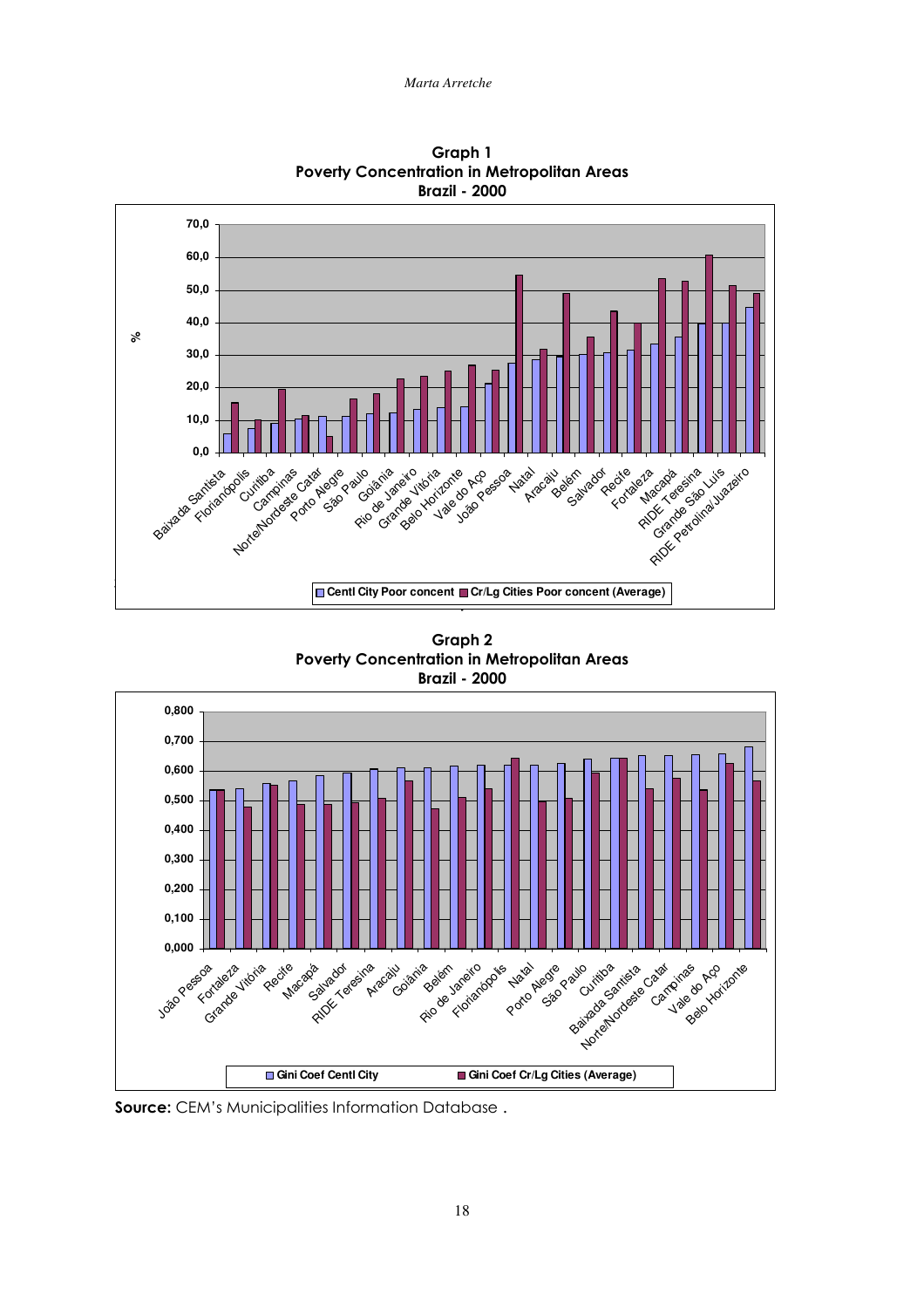**Graph 1**
**Poverty Concentration in Metropolitan Areas**
**Brazil - 2000**

**Graph 2**
**Poverty Concentration in Metropolitan Areas**
**Brazil - 2000**

**Source:** CEM's Municipalities Information Database .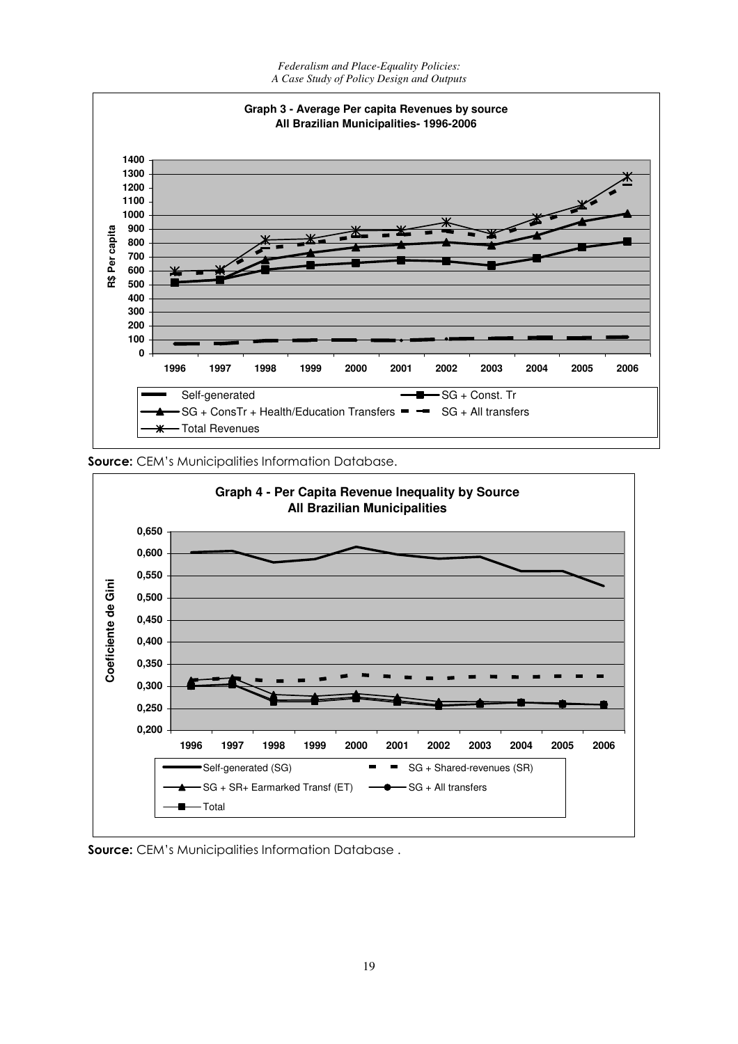**Graph 3 - Average Per capita Revenues by source**
**All Brazilian Municipalities- 1996-2006**

**Source:** CEM's Municipalities Information Database.

**Graph 4 - Per Capita Revenue Inequality by Source**
**All Brazilian Municipalities**

**Source:** CEM's Municipalities Information Database .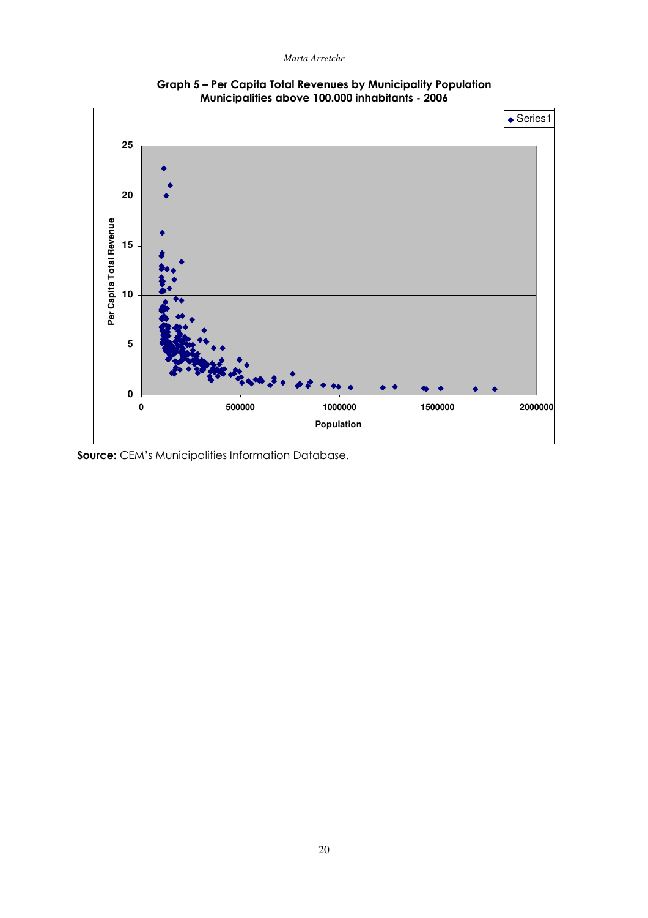**Graph 5 – Per Capita Total Revenues by Municipality Population**
**Municipalities above 100.000 inhabitants - 2006**

**Source:** CEM's Municipalities Information Database.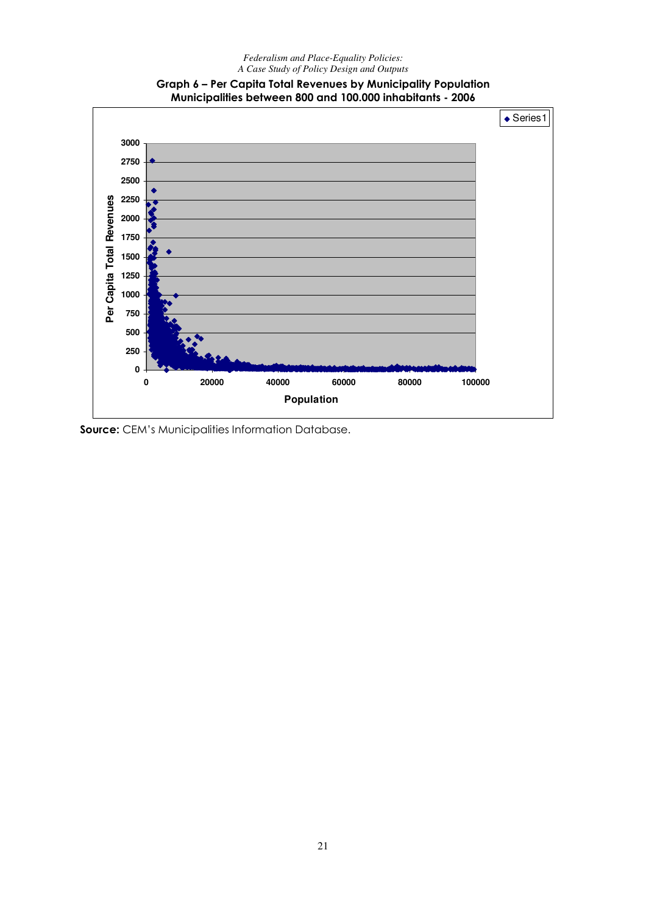**Graph 6 – Per Capita Total Revenues by Municipality Population**
**Municipalities between 800 and 100.000 inhabitants - 2006**

**Source:** CEM's Municipalities Information Database.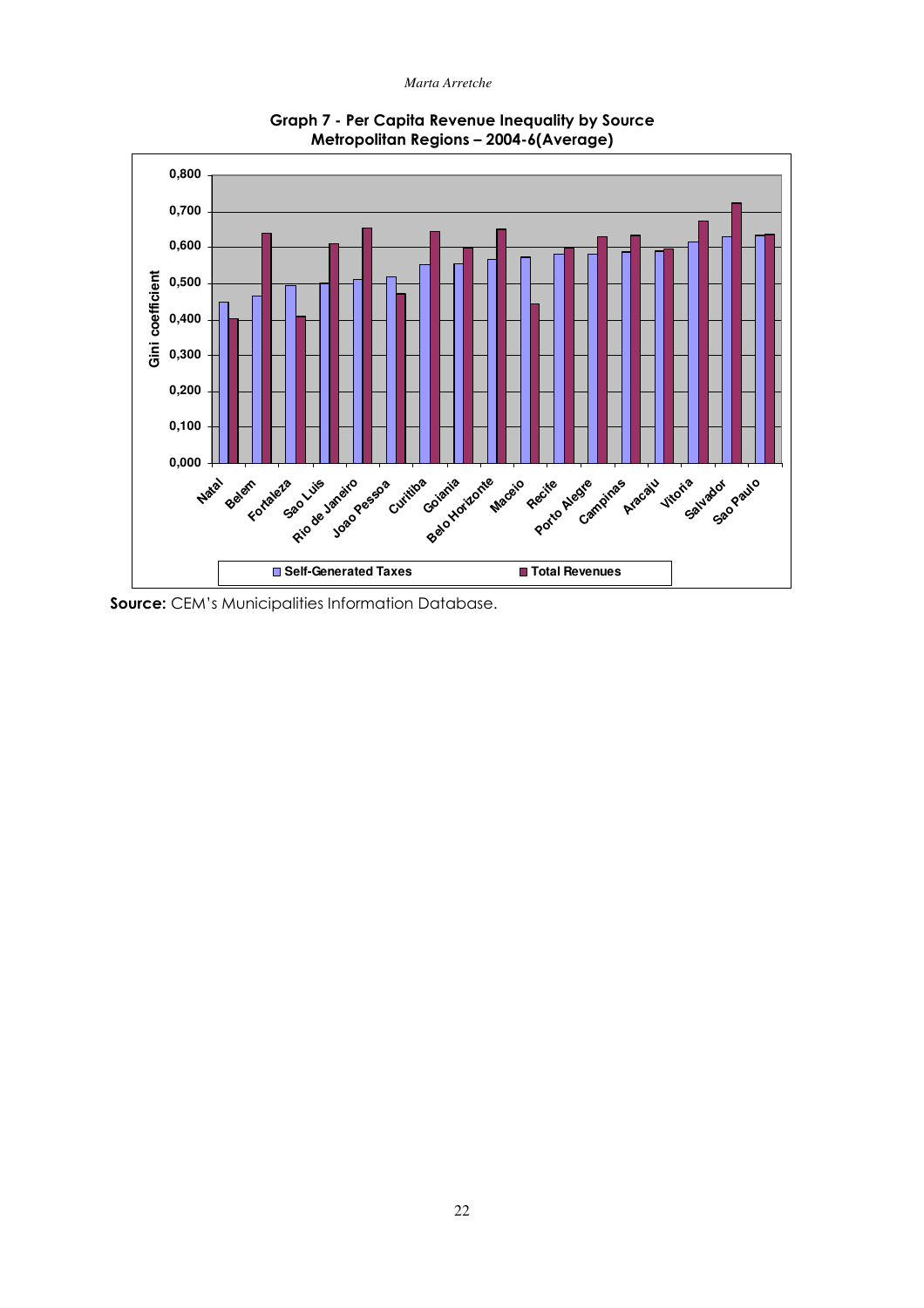**Graph 7 - Per Capita Revenue Inequality by Source Metropolitan Regions – 2004-6(Average)**

**Source:** CEM's Municipalities Information Database.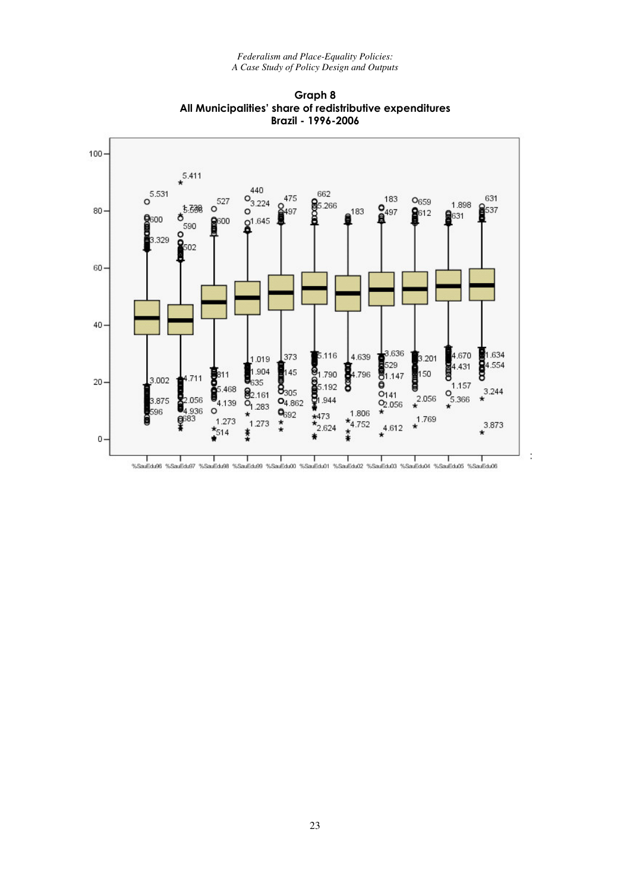**Graph 8**
**All Municipalities' share of redistributive expenditures**
**Brazil - 1996-2006**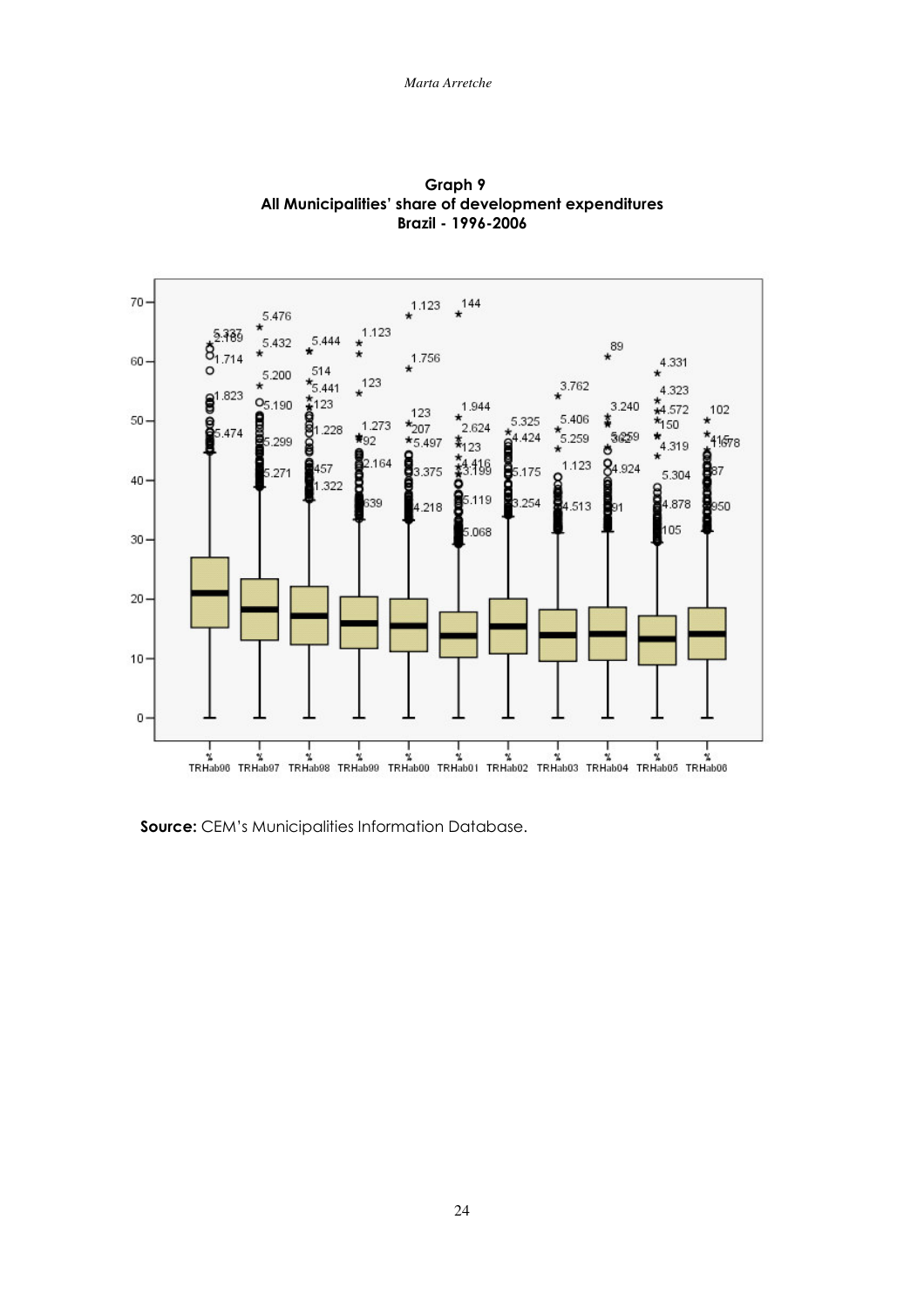**Graph 9**
**All Municipalities' share of development expenditures**
**Brazil - 1996-2006**

**Source:** CEM's Municipalities Information Database.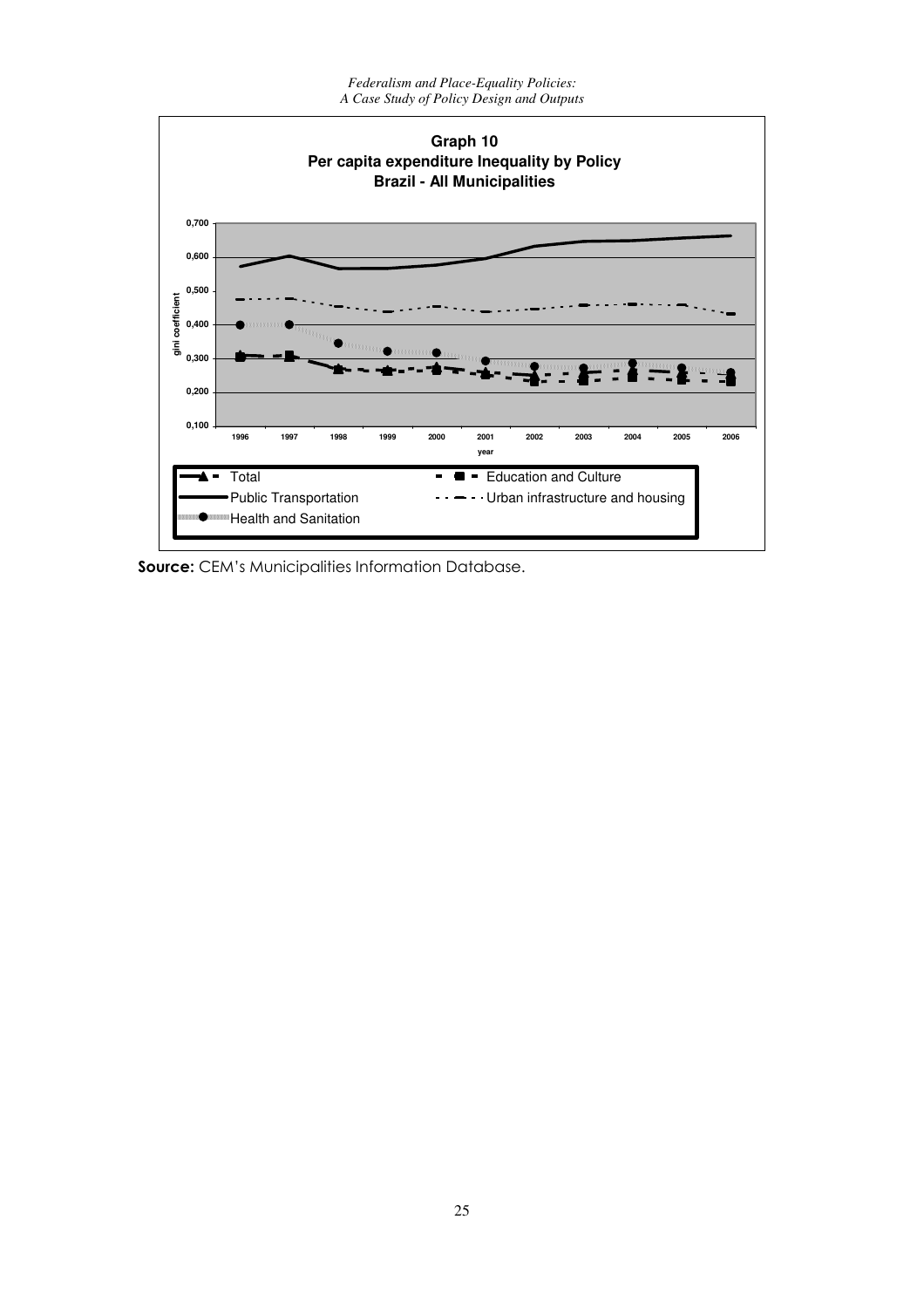**Graph 10**
**Per capita expenditure Inequality by Policy**
**Brazil - All Municipalities**

0,700
0,600
0,500
0,400
0,300
0,200
0,100

gini coeficient

1996 1997 1998 1999 2000 2001 2002 2003 2004 2005 2006

year

Total
Education and Culture
Public Transportation
Urban infrastructure and housing
Health and Sanitation

**Source:** CEM's Municipalities Information Database.